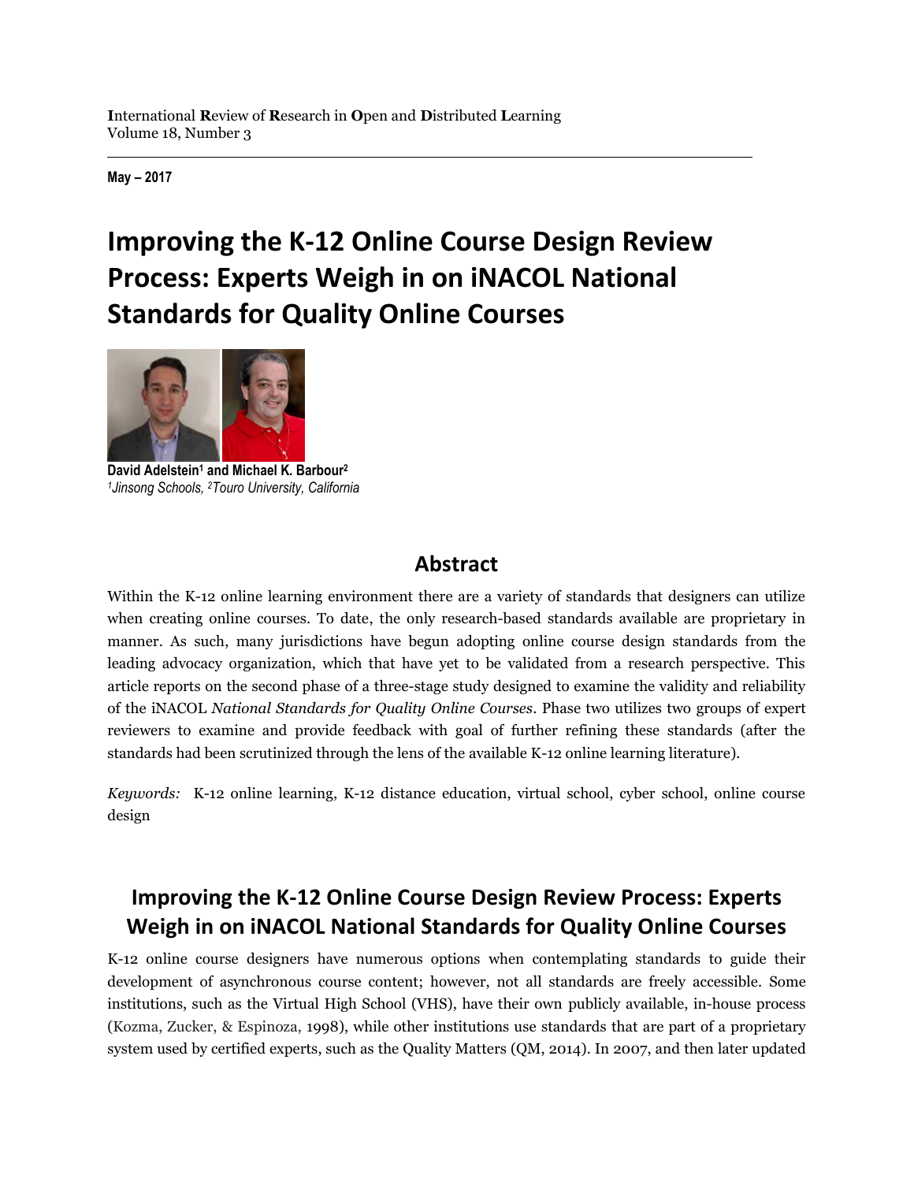International Review of Research in Open and Distributed Learning
Volume 18, Number 3

**May – 2017**

# Improving the K-12 Online Course Design Review Process: Experts Weigh in on iNACOL National Standards for Quality Online Courses

**David Adelstein[1] and Michael K. Barbour[2]**
*[1]Jinsong Schools, [2]Touro University, California*

## Abstract

Within the K-12 online learning environment there are a variety of standards that designers can utilize when creating online courses. To date, the only research-based standards available are proprietary in manner. As such, many jurisdictions have begun adopting online course design standards from the leading advocacy organization, which that have yet to be validated from a research perspective. This article reports on the second phase of a three-stage study designed to examine the validity and reliability of the iNACOL *National Standards for Quality Online Courses*. Phase two utilizes two groups of expert reviewers to examine and provide feedback with goal of further refining these standards (after the standards had been scrutinized through the lens of the available K-12 online learning literature).

*Keywords:* K-12 online learning, K-12 distance education, virtual school, cyber school, online course design

## Improving the K-12 Online Course Design Review Process: Experts Weigh in on iNACOL National Standards for Quality Online Courses

K-12 online course designers have numerous options when contemplating standards to guide their development of asynchronous course content; however, not all standards are freely accessible. Some institutions, such as the Virtual High School (VHS), have their own publicly available, in-house process (Kozma, Zucker, & Espinoza, 1998), while other institutions use standards that are part of a proprietary system used by certified experts, such as the Quality Matters (QM, 2014). In 2007, and then later updated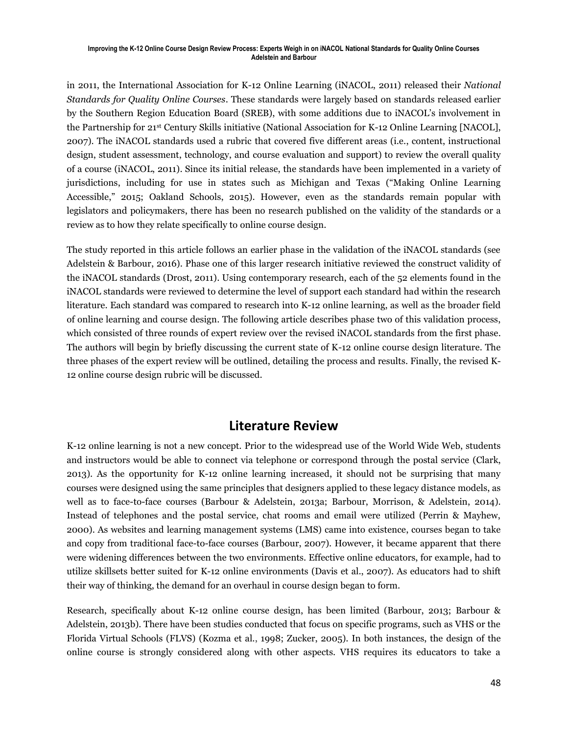in 2011, the International Association for K-12 Online Learning (iNACOL, 2011) released their *National Standards for Quality Online Courses*. These standards were largely based on standards released earlier by the Southern Region Education Board (SREB), with some additions due to iNACOL's involvement in the Partnership for 21st Century Skills initiative (National Association for K-12 Online Learning [NACOL], 2007). The iNACOL standards used a rubric that covered five different areas (i.e., content, instructional design, student assessment, technology, and course evaluation and support) to review the overall quality of a course (iNACOL, 2011). Since its initial release, the standards have been implemented in a variety of jurisdictions, including for use in states such as Michigan and Texas ("Making Online Learning Accessible," 2015; Oakland Schools, 2015). However, even as the standards remain popular with legislators and policymakers, there has been no research published on the validity of the standards or a review as to how they relate specifically to online course design.

The study reported in this article follows an earlier phase in the validation of the iNACOL standards (see Adelstein & Barbour, 2016). Phase one of this larger research initiative reviewed the construct validity of the iNACOL standards (Drost, 2011). Using contemporary research, each of the 52 elements found in the iNACOL standards were reviewed to determine the level of support each standard had within the research literature. Each standard was compared to research into K-12 online learning, as well as the broader field of online learning and course design. The following article describes phase two of this validation process, which consisted of three rounds of expert review over the revised iNACOL standards from the first phase. The authors will begin by briefly discussing the current state of K-12 online course design literature. The three phases of the expert review will be outlined, detailing the process and results. Finally, the revised K-12 online course design rubric will be discussed.

## Literature Review

K-12 online learning is not a new concept. Prior to the widespread use of the World Wide Web, students and instructors would be able to connect via telephone or correspond through the postal service (Clark, 2013). As the opportunity for K-12 online learning increased, it should not be surprising that many courses were designed using the same principles that designers applied to these legacy distance models, as well as to face-to-face courses (Barbour & Adelstein, 2013a; Barbour, Morrison, & Adelstein, 2014). Instead of telephones and the postal service, chat rooms and email were utilized (Perrin & Mayhew, 2000). As websites and learning management systems (LMS) came into existence, courses began to take and copy from traditional face-to-face courses (Barbour, 2007). However, it became apparent that there were widening differences between the two environments. Effective online educators, for example, had to utilize skillsets better suited for K-12 online environments (Davis et al., 2007). As educators had to shift their way of thinking, the demand for an overhaul in course design began to form.

Research, specifically about K-12 online course design, has been limited (Barbour, 2013; Barbour & Adelstein, 2013b). There have been studies conducted that focus on specific programs, such as VHS or the Florida Virtual Schools (FLVS) (Kozma et al., 1998; Zucker, 2005). In both instances, the design of the online course is strongly considered along with other aspects. VHS requires its educators to take a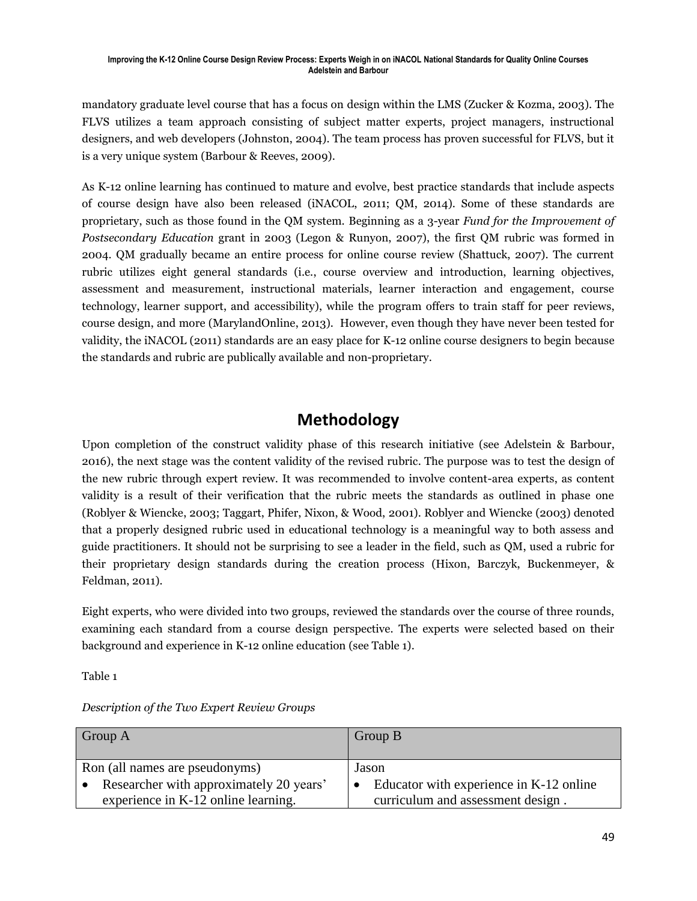mandatory graduate level course that has a focus on design within the LMS (Zucker & Kozma, 2003). The FLVS utilizes a team approach consisting of subject matter experts, project managers, instructional designers, and web developers (Johnston, 2004). The team process has proven successful for FLVS, but it is a very unique system (Barbour & Reeves, 2009).

As K-12 online learning has continued to mature and evolve, best practice standards that include aspects of course design have also been released (iNACOL, 2011; QM, 2014). Some of these standards are proprietary, such as those found in the QM system. Beginning as a 3-year *Fund for the Improvement of Postsecondary Education* grant in 2003 (Legon & Runyon, 2007), the first QM rubric was formed in 2004. QM gradually became an entire process for online course review (Shattuck, 2007). The current rubric utilizes eight general standards (i.e., course overview and introduction, learning objectives, assessment and measurement, instructional materials, learner interaction and engagement, course technology, learner support, and accessibility), while the program offers to train staff for peer reviews, course design, and more (MarylandOnline, 2013). However, even though they have never been tested for validity, the iNACOL (2011) standards are an easy place for K-12 online course designers to begin because the standards and rubric are publically available and non-proprietary.

# Methodology

Upon completion of the construct validity phase of this research initiative (see Adelstein & Barbour, 2016), the next stage was the content validity of the revised rubric. The purpose was to test the design of the new rubric through expert review. It was recommended to involve content-area experts, as content validity is a result of their verification that the rubric meets the standards as outlined in phase one (Roblyer & Wiencke, 2003; Taggart, Phifer, Nixon, & Wood, 2001). Roblyer and Wiencke (2003) denoted that a properly designed rubric used in educational technology is a meaningful way to both assess and guide practitioners. It should not be surprising to see a leader in the field, such as QM, used a rubric for their proprietary design standards during the creation process (Hixon, Barczyk, Buckenmeyer, & Feldman, 2011).

Eight experts, who were divided into two groups, reviewed the standards over the course of three rounds, examining each standard from a course design perspective. The experts were selected based on their background and experience in K-12 online education (see Table 1).

Table 1

*Description of the Two Expert Review Groups*

| Group A | Group B |
|---|---|
| Ron (all names are pseudonyms)<br>• Researcher with approximately 20 years' experience in K-12 online learning. | Jason<br>• Educator with experience in K-12 online curriculum and assessment design . |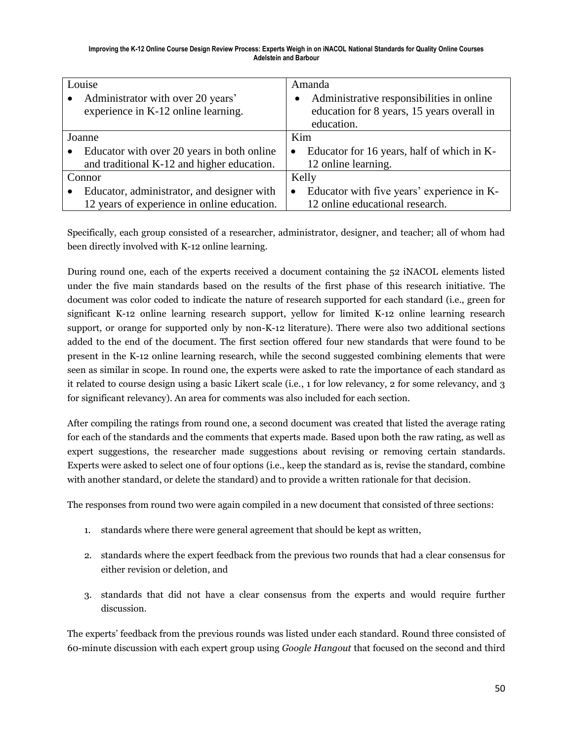| Louise | Amanda |
|---|---|
| • Administrator with over 20 years' experience in K-12 online learning. | • Administrative responsibilities in online education for 8 years, 15 years overall in education. |
| Joanne | Kim |
| • Educator with over 20 years in both online and traditional K-12 and higher education. | • Educator for 16 years, half of which in K-12 online learning. |
| Connor | Kelly |
| • Educator, administrator, and designer with 12 years of experience in online education. | • Educator with five years' experience in K-12 online educational research. |

Specifically, each group consisted of a researcher, administrator, designer, and teacher; all of whom had been directly involved with K-12 online learning.

During round one, each of the experts received a document containing the 52 iNACOL elements listed under the five main standards based on the results of the first phase of this research initiative. The document was color coded to indicate the nature of research supported for each standard (i.e., green for significant K-12 online learning research support, yellow for limited K-12 online learning research support, or orange for supported only by non-K-12 literature). There were also two additional sections added to the end of the document. The first section offered four new standards that were found to be present in the K-12 online learning research, while the second suggested combining elements that were seen as similar in scope. In round one, the experts were asked to rate the importance of each standard as it related to course design using a basic Likert scale (i.e., 1 for low relevancy, 2 for some relevancy, and 3 for significant relevancy). An area for comments was also included for each section.

After compiling the ratings from round one, a second document was created that listed the average rating for each of the standards and the comments that experts made. Based upon both the raw rating, as well as expert suggestions, the researcher made suggestions about revising or removing certain standards. Experts were asked to select one of four options (i.e., keep the standard as is, revise the standard, combine with another standard, or delete the standard) and to provide a written rationale for that decision.

The responses from round two were again compiled in a new document that consisted of three sections:

1. standards where there were general agreement that should be kept as written,
2. standards where the expert feedback from the previous two rounds that had a clear consensus for either revision or deletion, and
3. standards that did not have a clear consensus from the experts and would require further discussion.

The experts' feedback from the previous rounds was listed under each standard. Round three consisted of 60-minute discussion with each expert group using *Google Hangout* that focused on the second and third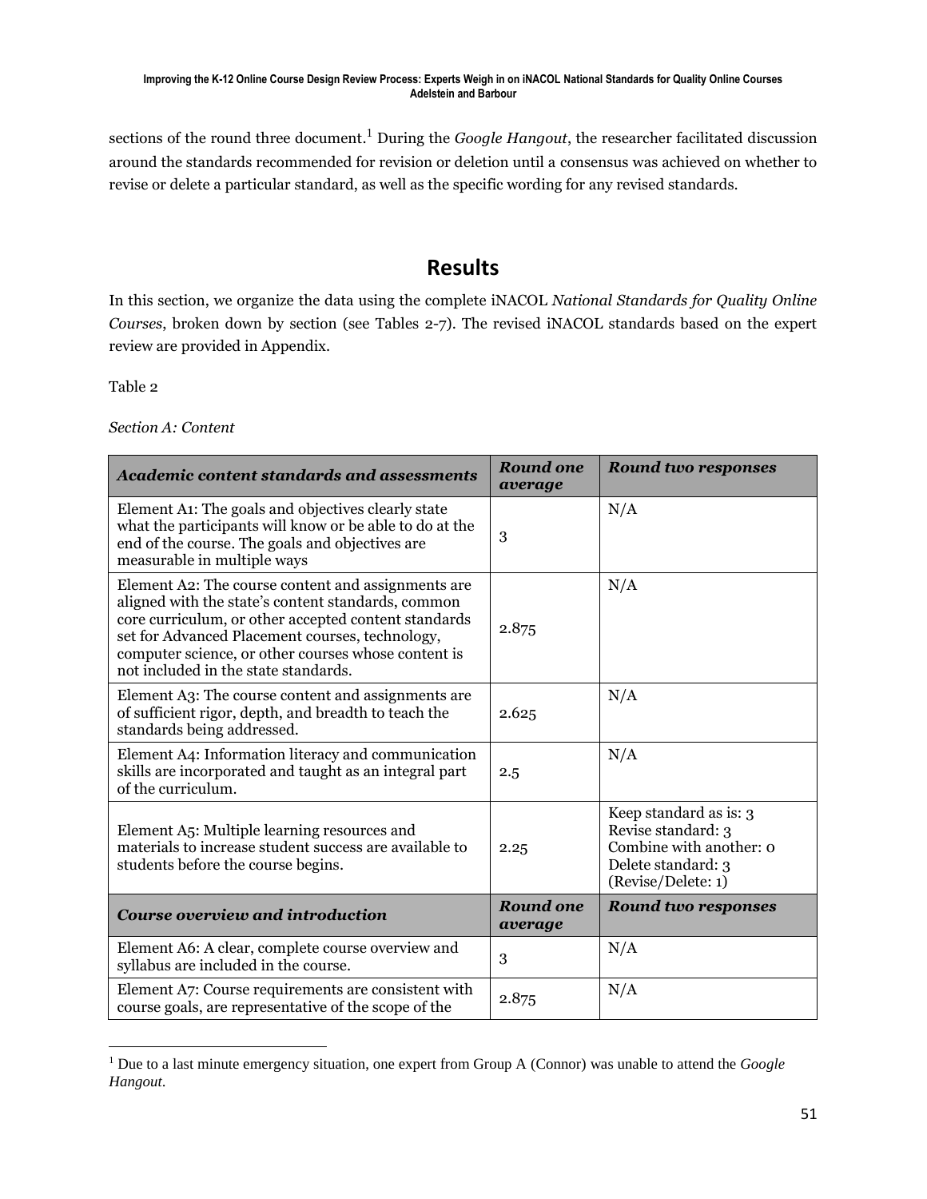sections of the round three document.[1] During the *Google Hangout*, the researcher facilitated discussion around the standards recommended for revision or deletion until a consensus was achieved on whether to revise or delete a particular standard, as well as the specific wording for any revised standards.

## Results

In this section, we organize the data using the complete iNACOL *National Standards for Quality Online Courses*, broken down by section (see Tables 2-7). The revised iNACOL standards based on the expert review are provided in Appendix.

Table 2

*Section A: Content*

| ***Academic content standards and assessments*** | ***Round one average*** | ***Round two responses*** |
|---|---|---|
| Element A1: The goals and objectives clearly state what the participants will know or be able to do at the end of the course. The goals and objectives are measurable in multiple ways | 3 | N/A |
| Element A2: The course content and assignments are aligned with the state's content standards, common core curriculum, or other accepted content standards set for Advanced Placement courses, technology, computer science, or other courses whose content is not included in the state standards. | 2.875 | N/A |
| Element A3: The course content and assignments are of sufficient rigor, depth, and breadth to teach the standards being addressed. | 2.625 | N/A |
| Element A4: Information literacy and communication skills are incorporated and taught as an integral part of the curriculum. | 2.5 | N/A |
| Element A5: Multiple learning resources and materials to increase student success are available to students before the course begins. | 2.25 | Keep standard as is: 3<br>Revise standard: 3<br>Combine with another: 0<br>Delete standard: 3<br>(Revise/Delete: 1) |
| ***Course overview and introduction*** | ***Round one average*** | ***Round two responses*** |
| Element A6: A clear, complete course overview and syllabus are included in the course. | 3 | N/A |
| Element A7: Course requirements are consistent with course goals, are representative of the scope of the | 2.875 | N/A |

[1] Due to a last minute emergency situation, one expert from Group A (Connor) was unable to attend the *Google Hangout*.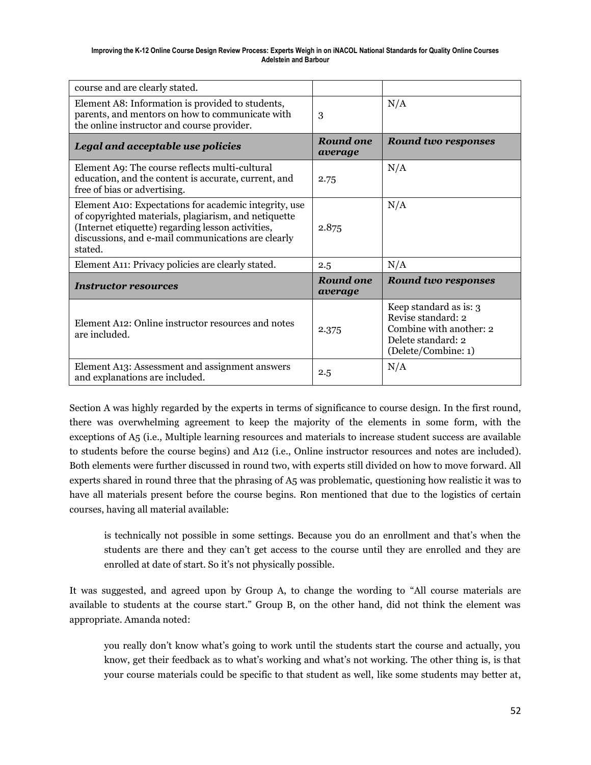| course and are clearly stated. | | |
|---|---|---|
| Element A8: Information is provided to students, parents, and mentors on how to communicate with the online instructor and course provider. | 3 | N/A |
| ***Legal and acceptable use policies*** | ***Round one average*** | ***Round two responses*** |
| Element A9: The course reflects multi-cultural education, and the content is accurate, current, and free of bias or advertising. | 2.75 | N/A |
| Element A10: Expectations for academic integrity, use of copyrighted materials, plagiarism, and netiquette (Internet etiquette) regarding lesson activities, discussions, and e-mail communications are clearly stated. | 2.875 | N/A |
| Element A11: Privacy policies are clearly stated. | 2.5 | N/A |
| ***Instructor resources*** | ***Round one average*** | ***Round two responses*** |
| Element A12: Online instructor resources and notes are included. | 2.375 | Keep standard as is: 3<br>Revise standard: 2<br>Combine with another: 2<br>Delete standard: 2<br>(Delete/Combine: 1) |
| Element A13: Assessment and assignment answers and explanations are included. | 2.5 | N/A |

Section A was highly regarded by the experts in terms of significance to course design. In the first round, there was overwhelming agreement to keep the majority of the elements in some form, with the exceptions of A5 (i.e., Multiple learning resources and materials to increase student success are available to students before the course begins) and A12 (i.e., Online instructor resources and notes are included). Both elements were further discussed in round two, with experts still divided on how to move forward. All experts shared in round three that the phrasing of A5 was problematic, questioning how realistic it was to have all materials present before the course begins. Ron mentioned that due to the logistics of certain courses, having all material available:

> is technically not possible in some settings. Because you do an enrollment and that's when the students are there and they can't get access to the course until they are enrolled and they are enrolled at date of start. So it's not physically possible.

It was suggested, and agreed upon by Group A, to change the wording to "All course materials are available to students at the course start." Group B, on the other hand, did not think the element was appropriate. Amanda noted:

> you really don't know what's going to work until the students start the course and actually, you know, get their feedback as to what's working and what's not working. The other thing is, is that your course materials could be specific to that student as well, like some students may better at,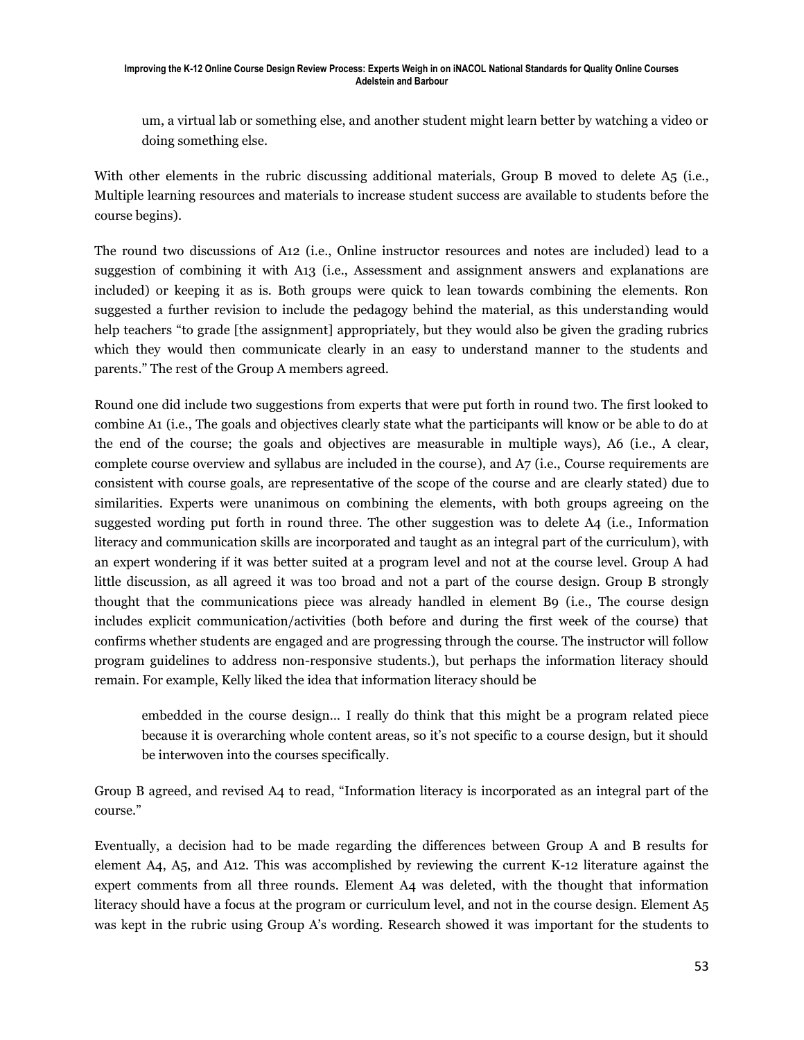> um, a virtual lab or something else, and another student might learn better by watching a video or doing something else.

With other elements in the rubric discussing additional materials, Group B moved to delete A5 (i.e., Multiple learning resources and materials to increase student success are available to students before the course begins).

The round two discussions of A12 (i.e., Online instructor resources and notes are included) lead to a suggestion of combining it with A13 (i.e., Assessment and assignment answers and explanations are included) or keeping it as is. Both groups were quick to lean towards combining the elements. Ron suggested a further revision to include the pedagogy behind the material, as this understanding would help teachers "to grade [the assignment] appropriately, but they would also be given the grading rubrics which they would then communicate clearly in an easy to understand manner to the students and parents." The rest of the Group A members agreed.

Round one did include two suggestions from experts that were put forth in round two. The first looked to combine A1 (i.e., The goals and objectives clearly state what the participants will know or be able to do at the end of the course; the goals and objectives are measurable in multiple ways), A6 (i.e., A clear, complete course overview and syllabus are included in the course), and A7 (i.e., Course requirements are consistent with course goals, are representative of the scope of the course and are clearly stated) due to similarities. Experts were unanimous on combining the elements, with both groups agreeing on the suggested wording put forth in round three. The other suggestion was to delete A4 (i.e., Information literacy and communication skills are incorporated and taught as an integral part of the curriculum), with an expert wondering if it was better suited at a program level and not at the course level. Group A had little discussion, as all agreed it was too broad and not a part of the course design. Group B strongly thought that the communications piece was already handled in element B9 (i.e., The course design includes explicit communication/activities (both before and during the first week of the course) that confirms whether students are engaged and are progressing through the course. The instructor will follow program guidelines to address non-responsive students.), but perhaps the information literacy should remain. For example, Kelly liked the idea that information literacy should be

> embedded in the course design… I really do think that this might be a program related piece because it is overarching whole content areas, so it's not specific to a course design, but it should be interwoven into the courses specifically.

Group B agreed, and revised A4 to read, "Information literacy is incorporated as an integral part of the course."

Eventually, a decision had to be made regarding the differences between Group A and B results for element A4, A5, and A12. This was accomplished by reviewing the current K-12 literature against the expert comments from all three rounds. Element A4 was deleted, with the thought that information literacy should have a focus at the program or curriculum level, and not in the course design. Element A5 was kept in the rubric using Group A's wording. Research showed it was important for the students to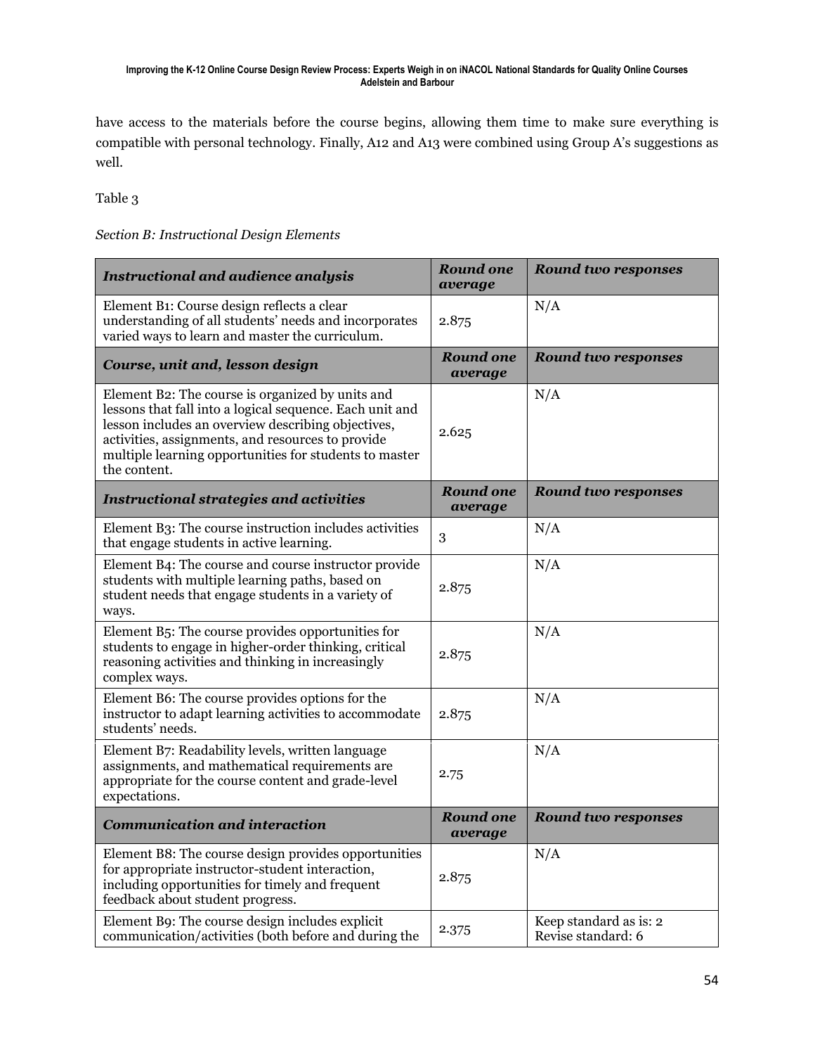have access to the materials before the course begins, allowing them time to make sure everything is compatible with personal technology. Finally, A12 and A13 were combined using Group A's suggestions as well.

Table 3

*Section B: Instructional Design Elements*

| ***Instructional and audience analysis*** | ***Round one average*** | ***Round two responses*** |
|---|---|---|
| Element B1: Course design reflects a clear understanding of all students' needs and incorporates varied ways to learn and master the curriculum. | 2.875 | N/A |
| ***Course, unit and, lesson design*** | ***Round one average*** | ***Round two responses*** |
| Element B2: The course is organized by units and lessons that fall into a logical sequence. Each unit and lesson includes an overview describing objectives, activities, assignments, and resources to provide multiple learning opportunities for students to master the content. | 2.625 | N/A |
| ***Instructional strategies and activities*** | ***Round one average*** | ***Round two responses*** |
| Element B3: The course instruction includes activities that engage students in active learning. | 3 | N/A |
| Element B4: The course and course instructor provide students with multiple learning paths, based on student needs that engage students in a variety of ways. | 2.875 | N/A |
| Element B5: The course provides opportunities for students to engage in higher-order thinking, critical reasoning activities and thinking in increasingly complex ways. | 2.875 | N/A |
| Element B6: The course provides options for the instructor to adapt learning activities to accommodate students' needs. | 2.875 | N/A |
| Element B7: Readability levels, written language assignments, and mathematical requirements are appropriate for the course content and grade-level expectations. | 2.75 | N/A |
| ***Communication and interaction*** | ***Round one average*** | ***Round two responses*** |
| Element B8: The course design provides opportunities for appropriate instructor-student interaction, including opportunities for timely and frequent feedback about student progress. | 2.875 | N/A |
| Element B9: The course design includes explicit communication/activities (both before and during the | 2.375 | Keep standard as is: 2<br>Revise standard: 6 |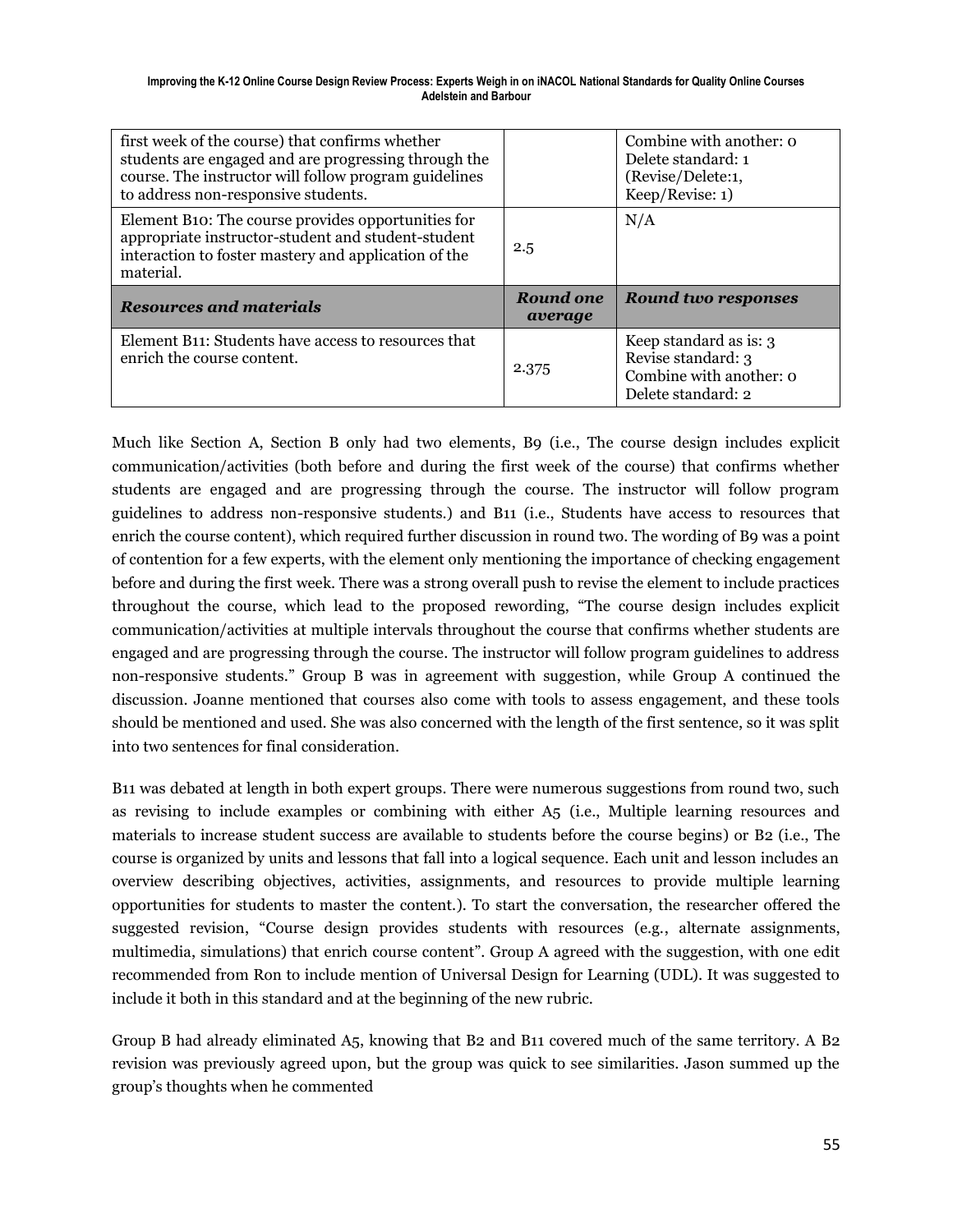| | | |
|---|---|---|
| first week of the course) that confirms whether students are engaged and are progressing through the course. The instructor will follow program guidelines to address non-responsive students. | | Combine with another: 0<br>Delete standard: 1<br>(Revise/Delete:1, Keep/Revise: 1) |
| Element B10: The course provides opportunities for appropriate instructor-student and student-student interaction to foster mastery and application of the material. | 2.5 | N/A |
| ***Resources and materials*** | ***Round one average*** | ***Round two responses*** |
| Element B11: Students have access to resources that enrich the course content. | 2.375 | Keep standard as is: 3<br>Revise standard: 3<br>Combine with another: 0<br>Delete standard: 2 |

Much like Section A, Section B only had two elements, B9 (i.e., The course design includes explicit communication/activities (both before and during the first week of the course) that confirms whether students are engaged and are progressing through the course. The instructor will follow program guidelines to address non-responsive students.) and B11 (i.e., Students have access to resources that enrich the course content), which required further discussion in round two. The wording of B9 was a point of contention for a few experts, with the element only mentioning the importance of checking engagement before and during the first week. There was a strong overall push to revise the element to include practices throughout the course, which lead to the proposed rewording, "The course design includes explicit communication/activities at multiple intervals throughout the course that confirms whether students are engaged and are progressing through the course. The instructor will follow program guidelines to address non-responsive students." Group B was in agreement with suggestion, while Group A continued the discussion. Joanne mentioned that courses also come with tools to assess engagement, and these tools should be mentioned and used. She was also concerned with the length of the first sentence, so it was split into two sentences for final consideration.

B11 was debated at length in both expert groups. There were numerous suggestions from round two, such as revising to include examples or combining with either A5 (i.e., Multiple learning resources and materials to increase student success are available to students before the course begins) or B2 (i.e., The course is organized by units and lessons that fall into a logical sequence. Each unit and lesson includes an overview describing objectives, activities, assignments, and resources to provide multiple learning opportunities for students to master the content.). To start the conversation, the researcher offered the suggested revision, "Course design provides students with resources (e.g., alternate assignments, multimedia, simulations) that enrich course content". Group A agreed with the suggestion, with one edit recommended from Ron to include mention of Universal Design for Learning (UDL). It was suggested to include it both in this standard and at the beginning of the new rubric.

Group B had already eliminated A5, knowing that B2 and B11 covered much of the same territory. A B2 revision was previously agreed upon, but the group was quick to see similarities. Jason summed up the group's thoughts when he commented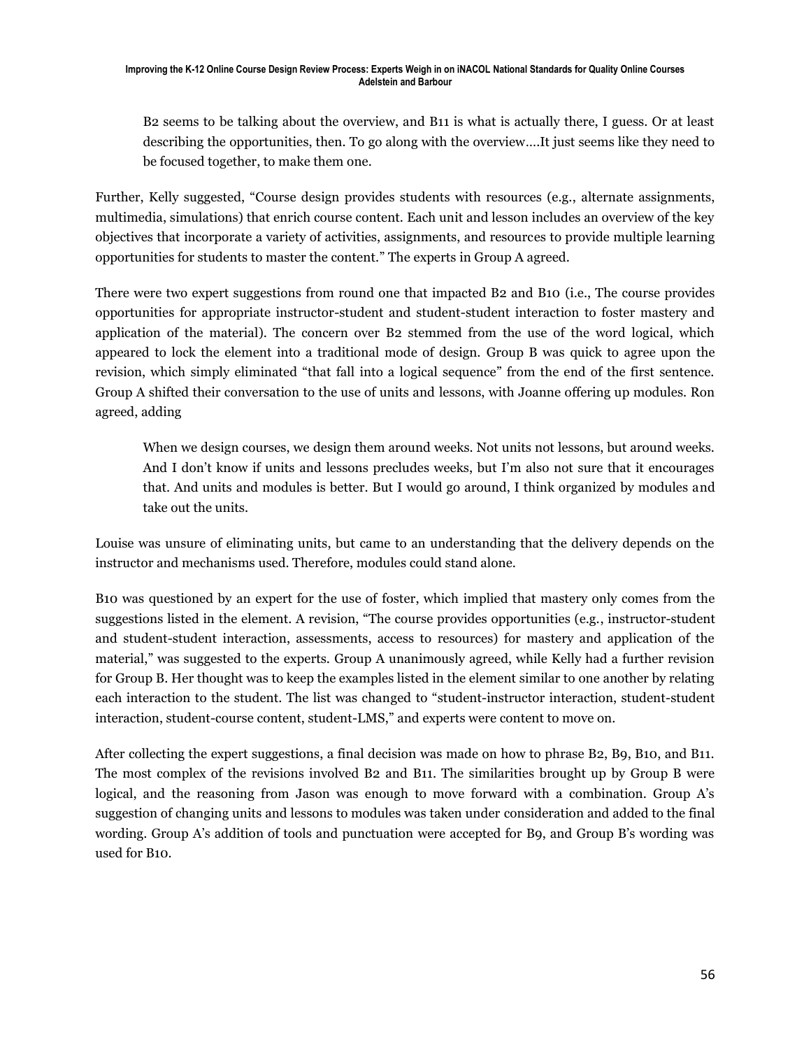> B2 seems to be talking about the overview, and B11 is what is actually there, I guess. Or at least describing the opportunities, then. To go along with the overview….It just seems like they need to be focused together, to make them one.

Further, Kelly suggested, "Course design provides students with resources (e.g., alternate assignments, multimedia, simulations) that enrich course content. Each unit and lesson includes an overview of the key objectives that incorporate a variety of activities, assignments, and resources to provide multiple learning opportunities for students to master the content." The experts in Group A agreed.

There were two expert suggestions from round one that impacted B2 and B10 (i.e., The course provides opportunities for appropriate instructor-student and student-student interaction to foster mastery and application of the material). The concern over B2 stemmed from the use of the word logical, which appeared to lock the element into a traditional mode of design. Group B was quick to agree upon the revision, which simply eliminated "that fall into a logical sequence" from the end of the first sentence. Group A shifted their conversation to the use of units and lessons, with Joanne offering up modules. Ron agreed, adding

> When we design courses, we design them around weeks. Not units not lessons, but around weeks. And I don't know if units and lessons precludes weeks, but I'm also not sure that it encourages that. And units and modules is better. But I would go around, I think organized by modules and take out the units.

Louise was unsure of eliminating units, but came to an understanding that the delivery depends on the instructor and mechanisms used. Therefore, modules could stand alone.

B10 was questioned by an expert for the use of foster, which implied that mastery only comes from the suggestions listed in the element. A revision, "The course provides opportunities (e.g., instructor-student and student-student interaction, assessments, access to resources) for mastery and application of the material," was suggested to the experts. Group A unanimously agreed, while Kelly had a further revision for Group B. Her thought was to keep the examples listed in the element similar to one another by relating each interaction to the student. The list was changed to "student-instructor interaction, student-student interaction, student-course content, student-LMS," and experts were content to move on.

After collecting the expert suggestions, a final decision was made on how to phrase B2, B9, B10, and B11. The most complex of the revisions involved B2 and B11. The similarities brought up by Group B were logical, and the reasoning from Jason was enough to move forward with a combination. Group A's suggestion of changing units and lessons to modules was taken under consideration and added to the final wording. Group A's addition of tools and punctuation were accepted for B9, and Group B's wording was used for B10.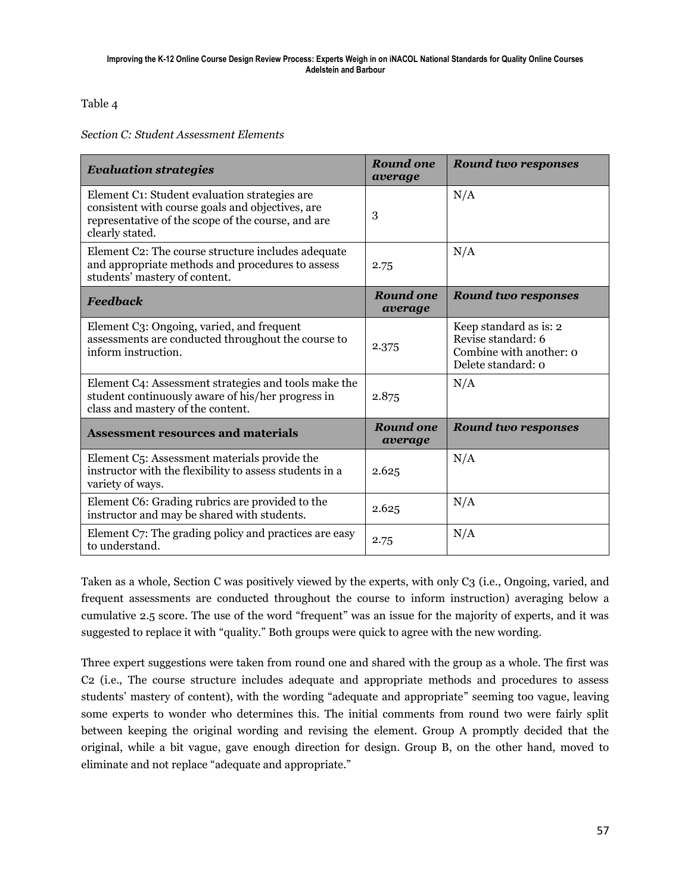Table 4

*Section C: Student Assessment Elements*

| ***Evaluation strategies*** | ***Round one average*** | ***Round two responses*** |
|---|---|---|
| Element C1: Student evaluation strategies are consistent with course goals and objectives, are representative of the scope of the course, and are clearly stated. | 3 | N/A |
| Element C2: The course structure includes adequate and appropriate methods and procedures to assess students' mastery of content. | 2.75 | N/A |
| ***Feedback*** | ***Round one average*** | ***Round two responses*** |
| Element C3: Ongoing, varied, and frequent assessments are conducted throughout the course to inform instruction. | 2.375 | Keep standard as is: 2<br>Revise standard: 6<br>Combine with another: 0<br>Delete standard: 0 |
| Element C4: Assessment strategies and tools make the student continuously aware of his/her progress in class and mastery of the content. | 2.875 | N/A |
| **Assessment resources and materials** | ***Round one average*** | ***Round two responses*** |
| Element C5: Assessment materials provide the instructor with the flexibility to assess students in a variety of ways. | 2.625 | N/A |
| Element C6: Grading rubrics are provided to the instructor and may be shared with students. | 2.625 | N/A |
| Element C7: The grading policy and practices are easy to understand. | 2.75 | N/A |

Taken as a whole, Section C was positively viewed by the experts, with only C3 (i.e., Ongoing, varied, and frequent assessments are conducted throughout the course to inform instruction) averaging below a cumulative 2.5 score. The use of the word "frequent" was an issue for the majority of experts, and it was suggested to replace it with "quality." Both groups were quick to agree with the new wording.

Three expert suggestions were taken from round one and shared with the group as a whole. The first was C2 (i.e., The course structure includes adequate and appropriate methods and procedures to assess students' mastery of content), with the wording "adequate and appropriate" seeming too vague, leaving some experts to wonder who determines this. The initial comments from round two were fairly split between keeping the original wording and revising the element. Group A promptly decided that the original, while a bit vague, gave enough direction for design. Group B, on the other hand, moved to eliminate and not replace "adequate and appropriate."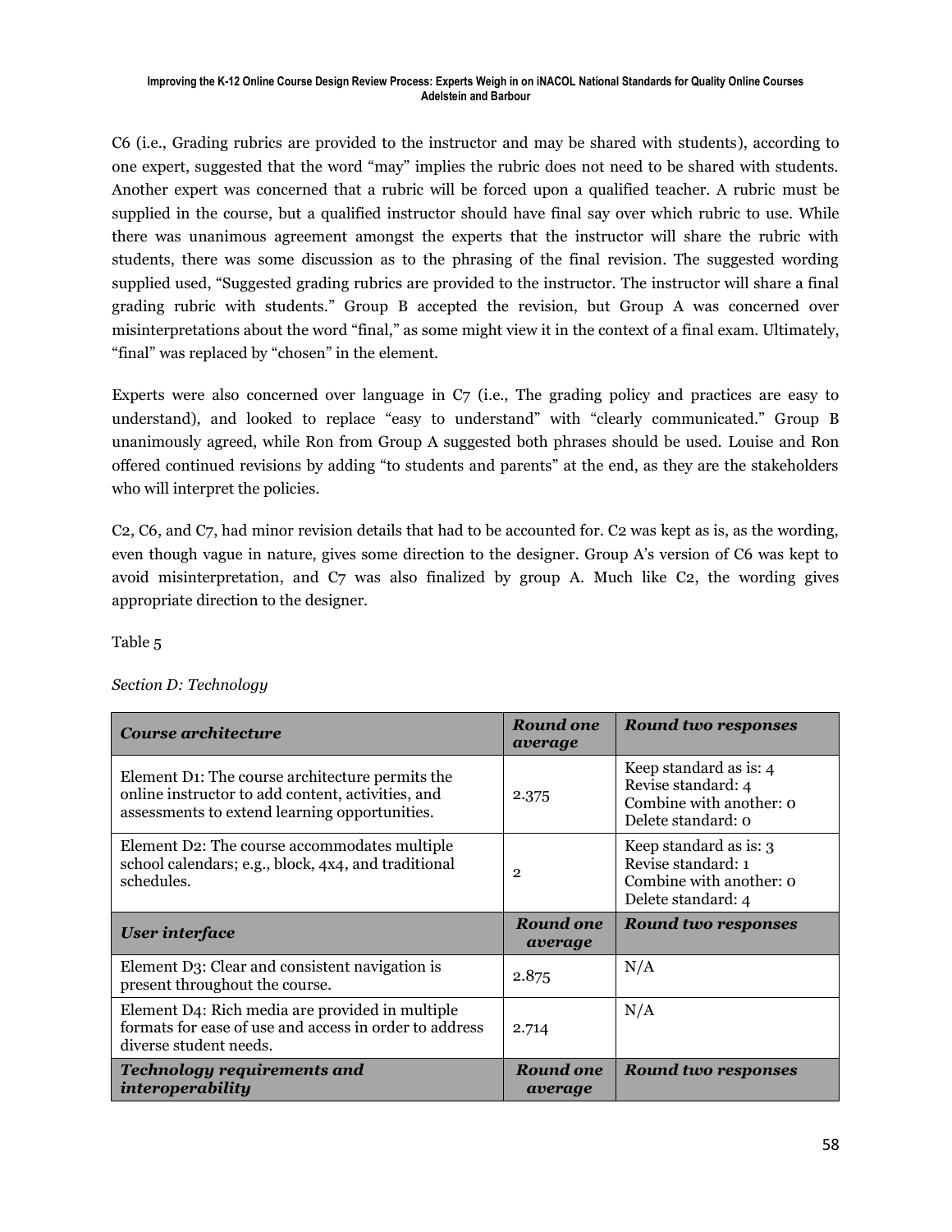C6 (i.e., Grading rubrics are provided to the instructor and may be shared with students), according to one expert, suggested that the word "may" implies the rubric does not need to be shared with students. Another expert was concerned that a rubric will be forced upon a qualified teacher. A rubric must be supplied in the course, but a qualified instructor should have final say over which rubric to use. While there was unanimous agreement amongst the experts that the instructor will share the rubric with students, there was some discussion as to the phrasing of the final revision. The suggested wording supplied used, "Suggested grading rubrics are provided to the instructor. The instructor will share a final grading rubric with students." Group B accepted the revision, but Group A was concerned over misinterpretations about the word "final," as some might view it in the context of a final exam. Ultimately, "final" was replaced by "chosen" in the element.

Experts were also concerned over language in C7 (i.e., The grading policy and practices are easy to understand), and looked to replace "easy to understand" with "clearly communicated." Group B unanimously agreed, while Ron from Group A suggested both phrases should be used. Louise and Ron offered continued revisions by adding "to students and parents" at the end, as they are the stakeholders who will interpret the policies.

C2, C6, and C7, had minor revision details that had to be accounted for. C2 was kept as is, as the wording, even though vague in nature, gives some direction to the designer. Group A's version of C6 was kept to avoid misinterpretation, and C7 was also finalized by group A. Much like C2, the wording gives appropriate direction to the designer.

Table 5

*Section D: Technology*

| ***Course architecture*** | ***Round one average*** | ***Round two responses*** |
|---|---|---|
| Element D1: The course architecture permits the online instructor to add content, activities, and assessments to extend learning opportunities. | 2.375 | Keep standard as is: 4<br>Revise standard: 4<br>Combine with another: 0<br>Delete standard: 0 |
| Element D2: The course accommodates multiple school calendars; e.g., block, 4x4, and traditional schedules. | 2 | Keep standard as is: 3<br>Revise standard: 1<br>Combine with another: 0<br>Delete standard: 4 |
| ***User interface*** | ***Round one average*** | ***Round two responses*** |
| Element D3: Clear and consistent navigation is present throughout the course. | 2.875 | N/A |
| Element D4: Rich media are provided in multiple formats for ease of use and access in order to address diverse student needs. | 2.714 | N/A |
| ***Technology requirements and interoperability*** | ***Round one average*** | ***Round two responses*** |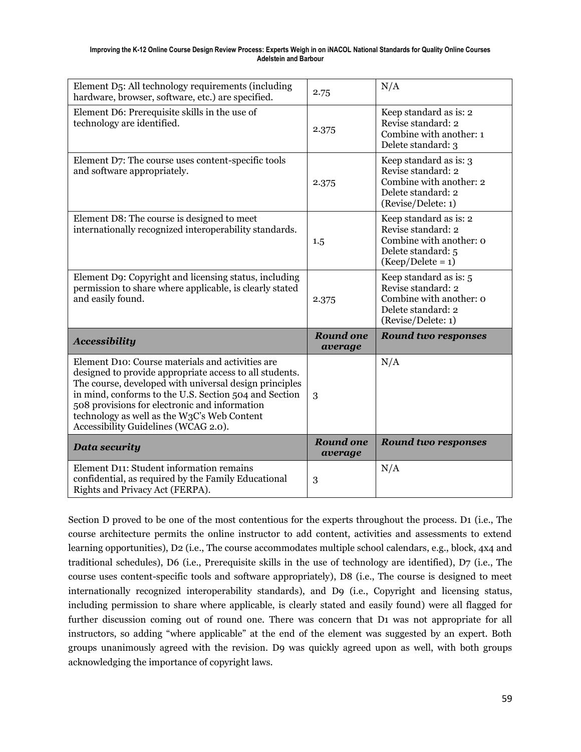| Element D5: All technology requirements (including hardware, browser, software, etc.) are specified. | 2.75 | N/A |
|---|---|---|
| Element D6: Prerequisite skills in the use of technology are identified. | 2.375 | Keep standard as is: 2<br>Revise standard: 2<br>Combine with another: 1<br>Delete standard: 3 |
| Element D7: The course uses content-specific tools and software appropriately. | 2.375 | Keep standard as is: 3<br>Revise standard: 2<br>Combine with another: 2<br>Delete standard: 2<br>(Revise/Delete: 1) |
| Element D8: The course is designed to meet internationally recognized interoperability standards. | 1.5 | Keep standard as is: 2<br>Revise standard: 2<br>Combine with another: 0<br>Delete standard: 5<br>(Keep/Delete = 1) |
| Element D9: Copyright and licensing status, including permission to share where applicable, is clearly stated and easily found. | 2.375 | Keep standard as is: 5<br>Revise standard: 2<br>Combine with another: 0<br>Delete standard: 2<br>(Revise/Delete: 1) |
| ***Accessibility*** | ***Round one average*** | ***Round two responses*** |
| Element D10: Course materials and activities are designed to provide appropriate access to all students. The course, developed with universal design principles in mind, conforms to the U.S. Section 504 and Section 508 provisions for electronic and information technology as well as the W3C's Web Content Accessibility Guidelines (WCAG 2.0). | 3 | N/A |
| ***Data security*** | ***Round one average*** | ***Round two responses*** |
| Element D11: Student information remains confidential, as required by the Family Educational Rights and Privacy Act (FERPA). | 3 | N/A |

Section D proved to be one of the most contentious for the experts throughout the process. D1 (i.e., The course architecture permits the online instructor to add content, activities and assessments to extend learning opportunities), D2 (i.e., The course accommodates multiple school calendars, e.g., block, 4x4 and traditional schedules), D6 (i.e., Prerequisite skills in the use of technology are identified), D7 (i.e., The course uses content-specific tools and software appropriately), D8 (i.e., The course is designed to meet internationally recognized interoperability standards), and D9 (i.e., Copyright and licensing status, including permission to share where applicable, is clearly stated and easily found) were all flagged for further discussion coming out of round one. There was concern that D1 was not appropriate for all instructors, so adding "where applicable" at the end of the element was suggested by an expert. Both groups unanimously agreed with the revision. D9 was quickly agreed upon as well, with both groups acknowledging the importance of copyright laws.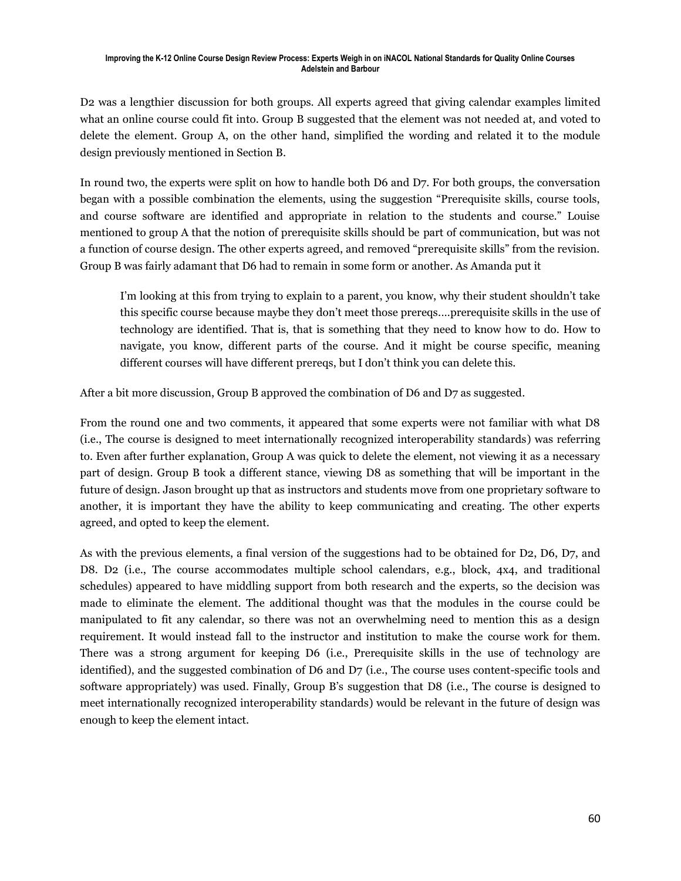D2 was a lengthier discussion for both groups. All experts agreed that giving calendar examples limited what an online course could fit into. Group B suggested that the element was not needed at, and voted to delete the element. Group A, on the other hand, simplified the wording and related it to the module design previously mentioned in Section B.

In round two, the experts were split on how to handle both D6 and D7. For both groups, the conversation began with a possible combination the elements, using the suggestion "Prerequisite skills, course tools, and course software are identified and appropriate in relation to the students and course." Louise mentioned to group A that the notion of prerequisite skills should be part of communication, but was not a function of course design. The other experts agreed, and removed "prerequisite skills" from the revision. Group B was fairly adamant that D6 had to remain in some form or another. As Amanda put it

> I'm looking at this from trying to explain to a parent, you know, why their student shouldn't take this specific course because maybe they don't meet those prereqs....prerequisite skills in the use of technology are identified. That is, that is something that they need to know how to do. How to navigate, you know, different parts of the course. And it might be course specific, meaning different courses will have different prereqs, but I don't think you can delete this.

After a bit more discussion, Group B approved the combination of D6 and D7 as suggested.

From the round one and two comments, it appeared that some experts were not familiar with what D8 (i.e., The course is designed to meet internationally recognized interoperability standards) was referring to. Even after further explanation, Group A was quick to delete the element, not viewing it as a necessary part of design. Group B took a different stance, viewing D8 as something that will be important in the future of design. Jason brought up that as instructors and students move from one proprietary software to another, it is important they have the ability to keep communicating and creating. The other experts agreed, and opted to keep the element.

As with the previous elements, a final version of the suggestions had to be obtained for D2, D6, D7, and D8. D2 (i.e., The course accommodates multiple school calendars, e.g., block, 4x4, and traditional schedules) appeared to have middling support from both research and the experts, so the decision was made to eliminate the element. The additional thought was that the modules in the course could be manipulated to fit any calendar, so there was not an overwhelming need to mention this as a design requirement. It would instead fall to the instructor and institution to make the course work for them. There was a strong argument for keeping D6 (i.e., Prerequisite skills in the use of technology are identified), and the suggested combination of D6 and D7 (i.e., The course uses content-specific tools and software appropriately) was used. Finally, Group B's suggestion that D8 (i.e., The course is designed to meet internationally recognized interoperability standards) would be relevant in the future of design was enough to keep the element intact.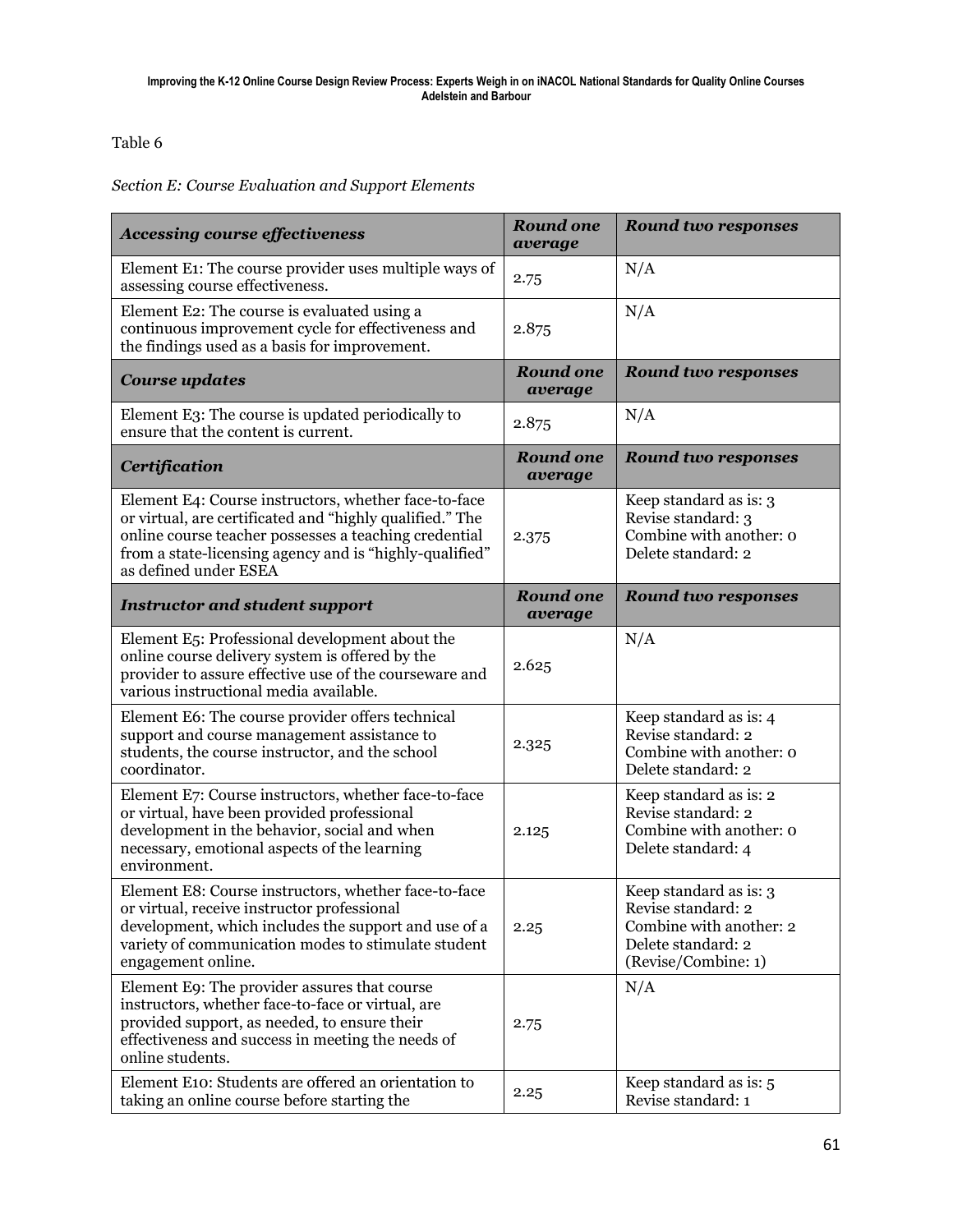Table 6

*Section E: Course Evaluation and Support Elements*

| ***Accessing course effectiveness*** | ***Round one average*** | ***Round two responses*** |
|---|---|---|
| Element E1: The course provider uses multiple ways of assessing course effectiveness. | 2.75 | N/A |
| Element E2: The course is evaluated using a continuous improvement cycle for effectiveness and the findings used as a basis for improvement. | 2.875 | N/A |
| ***Course updates*** | ***Round one average*** | ***Round two responses*** |
| Element E3: The course is updated periodically to ensure that the content is current. | 2.875 | N/A |
| ***Certification*** | ***Round one average*** | ***Round two responses*** |
| Element E4: Course instructors, whether face-to-face or virtual, are certificated and "highly qualified." The online course teacher possesses a teaching credential from a state-licensing agency and is "highly-qualified" as defined under ESEA | 2.375 | Keep standard as is: 3<br>Revise standard: 3<br>Combine with another: 0<br>Delete standard: 2 |
| ***Instructor and student support*** | ***Round one average*** | ***Round two responses*** |
| Element E5: Professional development about the online course delivery system is offered by the provider to assure effective use of the courseware and various instructional media available. | 2.625 | N/A |
| Element E6: The course provider offers technical support and course management assistance to students, the course instructor, and the school coordinator. | 2.325 | Keep standard as is: 4<br>Revise standard: 2<br>Combine with another: 0<br>Delete standard: 2 |
| Element E7: Course instructors, whether face-to-face or virtual, have been provided professional development in the behavior, social and when necessary, emotional aspects of the learning environment. | 2.125 | Keep standard as is: 2<br>Revise standard: 2<br>Combine with another: 0<br>Delete standard: 4 |
| Element E8: Course instructors, whether face-to-face or virtual, receive instructor professional development, which includes the support and use of a variety of communication modes to stimulate student engagement online. | 2.25 | Keep standard as is: 3<br>Revise standard: 2<br>Combine with another: 2<br>Delete standard: 2<br>(Revise/Combine: 1) |
| Element E9: The provider assures that course instructors, whether face-to-face or virtual, are provided support, as needed, to ensure their effectiveness and success in meeting the needs of online students. | 2.75 | N/A |
| Element E10: Students are offered an orientation to taking an online course before starting the | 2.25 | Keep standard as is: 5<br>Revise standard: 1 |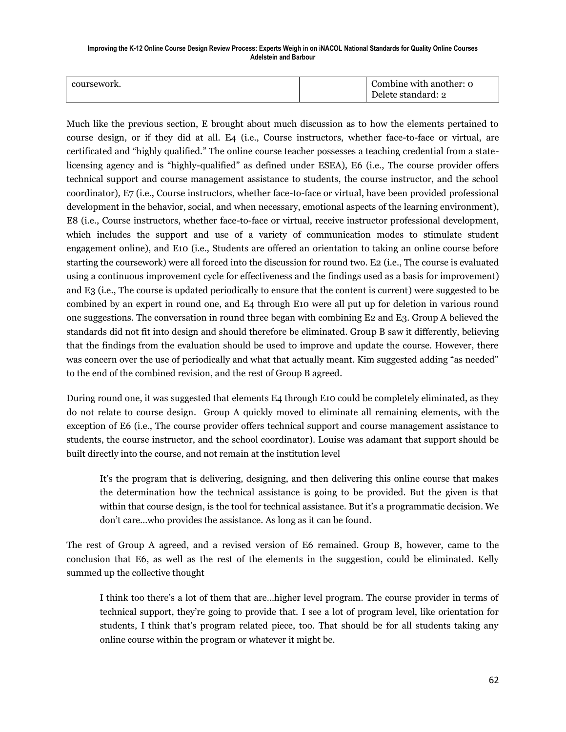| coursework. | | Combine with another: 0<br>Delete standard: 2 |
|---|---|---|

Much like the previous section, E brought about much discussion as to how the elements pertained to course design, or if they did at all. E4 (i.e., Course instructors, whether face-to-face or virtual, are certificated and "highly qualified." The online course teacher possesses a teaching credential from a state-licensing agency and is "highly-qualified" as defined under ESEA), E6 (i.e., The course provider offers technical support and course management assistance to students, the course instructor, and the school coordinator), E7 (i.e., Course instructors, whether face-to-face or virtual, have been provided professional development in the behavior, social, and when necessary, emotional aspects of the learning environment), E8 (i.e., Course instructors, whether face-to-face or virtual, receive instructor professional development, which includes the support and use of a variety of communication modes to stimulate student engagement online), and E10 (i.e., Students are offered an orientation to taking an online course before starting the coursework) were all forced into the discussion for round two. E2 (i.e., The course is evaluated using a continuous improvement cycle for effectiveness and the findings used as a basis for improvement) and E3 (i.e., The course is updated periodically to ensure that the content is current) were suggested to be combined by an expert in round one, and E4 through E10 were all put up for deletion in various round one suggestions. The conversation in round three began with combining E2 and E3. Group A believed the standards did not fit into design and should therefore be eliminated. Group B saw it differently, believing that the findings from the evaluation should be used to improve and update the course. However, there was concern over the use of periodically and what that actually meant. Kim suggested adding "as needed" to the end of the combined revision, and the rest of Group B agreed.

During round one, it was suggested that elements E4 through E10 could be completely eliminated, as they do not relate to course design. Group A quickly moved to eliminate all remaining elements, with the exception of E6 (i.e., The course provider offers technical support and course management assistance to students, the course instructor, and the school coordinator). Louise was adamant that support should be built directly into the course, and not remain at the institution level

> It's the program that is delivering, designing, and then delivering this online course that makes the determination how the technical assistance is going to be provided. But the given is that within that course design, is the tool for technical assistance. But it's a programmatic decision. We don't care…who provides the assistance. As long as it can be found.

The rest of Group A agreed, and a revised version of E6 remained. Group B, however, came to the conclusion that E6, as well as the rest of the elements in the suggestion, could be eliminated. Kelly summed up the collective thought

> I think too there's a lot of them that are…higher level program. The course provider in terms of technical support, they're going to provide that. I see a lot of program level, like orientation for students, I think that's program related piece, too. That should be for all students taking any online course within the program or whatever it might be.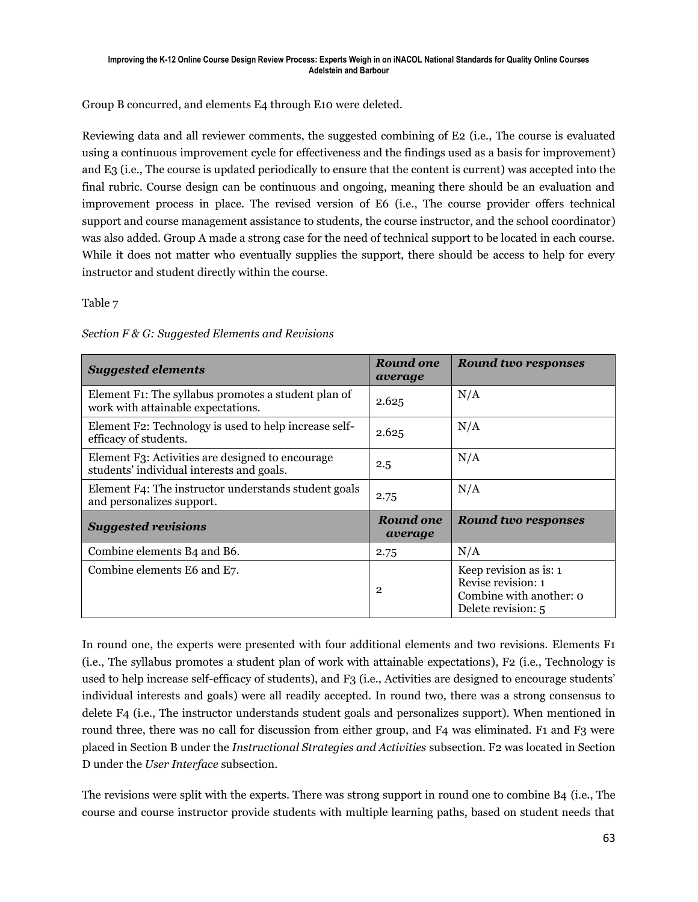Group B concurred, and elements E4 through E10 were deleted.

Reviewing data and all reviewer comments, the suggested combining of E2 (i.e., The course is evaluated using a continuous improvement cycle for effectiveness and the findings used as a basis for improvement) and E3 (i.e., The course is updated periodically to ensure that the content is current) was accepted into the final rubric. Course design can be continuous and ongoing, meaning there should be an evaluation and improvement process in place. The revised version of E6 (i.e., The course provider offers technical support and course management assistance to students, the course instructor, and the school coordinator) was also added. Group A made a strong case for the need of technical support to be located in each course. While it does not matter who eventually supplies the support, there should be access to help for every instructor and student directly within the course.

Table 7

*Section F & G: Suggested Elements and Revisions*

| ***Suggested elements*** | ***Round one average*** | ***Round two responses*** |
|---|---|---|
| Element F1: The syllabus promotes a student plan of work with attainable expectations. | 2.625 | N/A |
| Element F2: Technology is used to help increase self-efficacy of students. | 2.625 | N/A |
| Element F3: Activities are designed to encourage students' individual interests and goals. | 2.5 | N/A |
| Element F4: The instructor understands student goals and personalizes support. | 2.75 | N/A |
| ***Suggested revisions*** | ***Round one average*** | ***Round two responses*** |
| Combine elements B4 and B6. | 2.75 | N/A |
| Combine elements E6 and E7. | 2 | Keep revision as is: 1<br>Revise revision: 1<br>Combine with another: 0<br>Delete revision: 5 |

In round one, the experts were presented with four additional elements and two revisions. Elements F1 (i.e., The syllabus promotes a student plan of work with attainable expectations), F2 (i.e., Technology is used to help increase self-efficacy of students), and F3 (i.e., Activities are designed to encourage students' individual interests and goals) were all readily accepted. In round two, there was a strong consensus to delete F4 (i.e., The instructor understands student goals and personalizes support). When mentioned in round three, there was no call for discussion from either group, and F4 was eliminated. F1 and F3 were placed in Section B under the *Instructional Strategies and Activities* subsection. F2 was located in Section D under the *User Interface* subsection.

The revisions were split with the experts. There was strong support in round one to combine B4 (i.e., The course and course instructor provide students with multiple learning paths, based on student needs that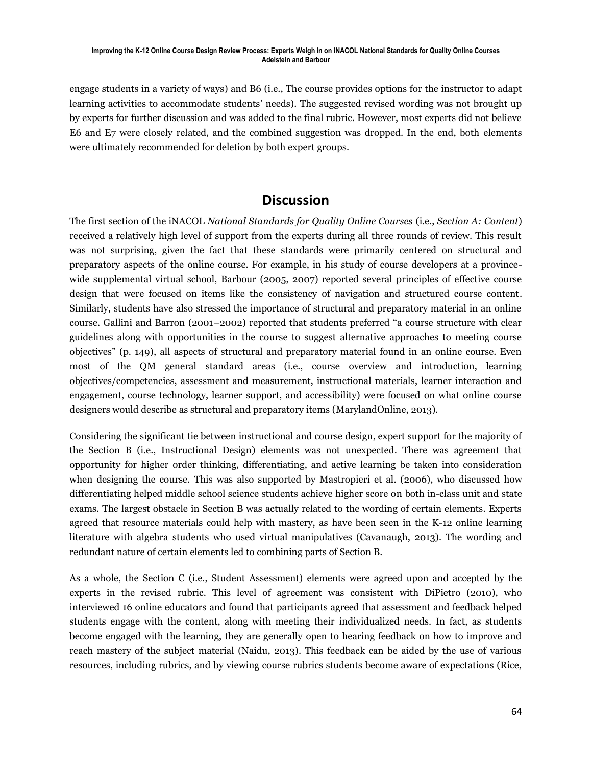engage students in a variety of ways) and B6 (i.e., The course provides options for the instructor to adapt learning activities to accommodate students' needs). The suggested revised wording was not brought up by experts for further discussion and was added to the final rubric. However, most experts did not believe E6 and E7 were closely related, and the combined suggestion was dropped. In the end, both elements were ultimately recommended for deletion by both expert groups.

## Discussion

The first section of the iNACOL *National Standards for Quality Online Courses* (i.e., *Section A: Content*) received a relatively high level of support from the experts during all three rounds of review. This result was not surprising, given the fact that these standards were primarily centered on structural and preparatory aspects of the online course. For example, in his study of course developers at a province-wide supplemental virtual school, Barbour (2005, 2007) reported several principles of effective course design that were focused on items like the consistency of navigation and structured course content. Similarly, students have also stressed the importance of structural and preparatory material in an online course. Gallini and Barron (2001–2002) reported that students preferred "a course structure with clear guidelines along with opportunities in the course to suggest alternative approaches to meeting course objectives" (p. 149), all aspects of structural and preparatory material found in an online course. Even most of the QM general standard areas (i.e., course overview and introduction, learning objectives/competencies, assessment and measurement, instructional materials, learner interaction and engagement, course technology, learner support, and accessibility) were focused on what online course designers would describe as structural and preparatory items (MarylandOnline, 2013).

Considering the significant tie between instructional and course design, expert support for the majority of the Section B (i.e., Instructional Design) elements was not unexpected. There was agreement that opportunity for higher order thinking, differentiating, and active learning be taken into consideration when designing the course. This was also supported by Mastropieri et al. (2006), who discussed how differentiating helped middle school science students achieve higher score on both in-class unit and state exams. The largest obstacle in Section B was actually related to the wording of certain elements. Experts agreed that resource materials could help with mastery, as have been seen in the K-12 online learning literature with algebra students who used virtual manipulatives (Cavanaugh, 2013). The wording and redundant nature of certain elements led to combining parts of Section B.

As a whole, the Section C (i.e., Student Assessment) elements were agreed upon and accepted by the experts in the revised rubric. This level of agreement was consistent with DiPietro (2010), who interviewed 16 online educators and found that participants agreed that assessment and feedback helped students engage with the content, along with meeting their individualized needs. In fact, as students become engaged with the learning, they are generally open to hearing feedback on how to improve and reach mastery of the subject material (Naidu, 2013). This feedback can be aided by the use of various resources, including rubrics, and by viewing course rubrics students become aware of expectations (Rice,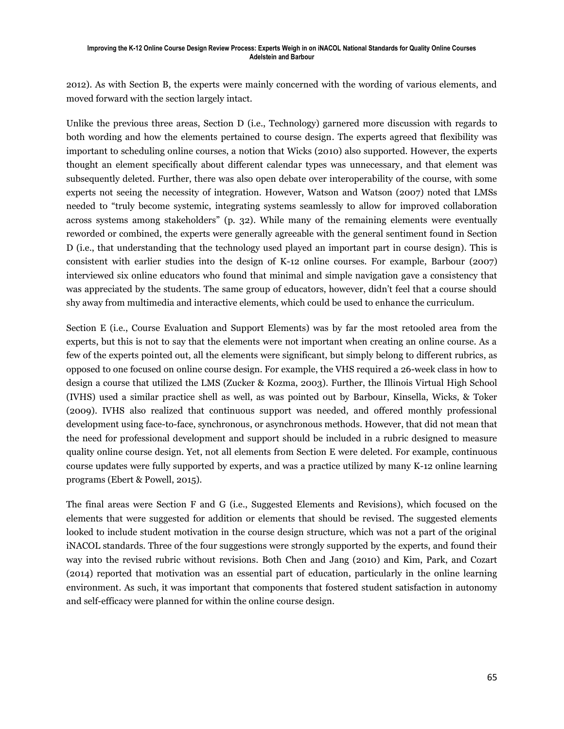2012). As with Section B, the experts were mainly concerned with the wording of various elements, and moved forward with the section largely intact.

Unlike the previous three areas, Section D (i.e., Technology) garnered more discussion with regards to both wording and how the elements pertained to course design. The experts agreed that flexibility was important to scheduling online courses, a notion that Wicks (2010) also supported. However, the experts thought an element specifically about different calendar types was unnecessary, and that element was subsequently deleted. Further, there was also open debate over interoperability of the course, with some experts not seeing the necessity of integration. However, Watson and Watson (2007) noted that LMSs needed to "truly become systemic, integrating systems seamlessly to allow for improved collaboration across systems among stakeholders" (p. 32). While many of the remaining elements were eventually reworded or combined, the experts were generally agreeable with the general sentiment found in Section D (i.e., that understanding that the technology used played an important part in course design). This is consistent with earlier studies into the design of K-12 online courses. For example, Barbour (2007) interviewed six online educators who found that minimal and simple navigation gave a consistency that was appreciated by the students. The same group of educators, however, didn't feel that a course should shy away from multimedia and interactive elements, which could be used to enhance the curriculum.

Section E (i.e., Course Evaluation and Support Elements) was by far the most retooled area from the experts, but this is not to say that the elements were not important when creating an online course. As a few of the experts pointed out, all the elements were significant, but simply belong to different rubrics, as opposed to one focused on online course design. For example, the VHS required a 26-week class in how to design a course that utilized the LMS (Zucker & Kozma, 2003). Further, the Illinois Virtual High School (IVHS) used a similar practice shell as well, as was pointed out by Barbour, Kinsella, Wicks, & Toker (2009). IVHS also realized that continuous support was needed, and offered monthly professional development using face-to-face, synchronous, or asynchronous methods. However, that did not mean that the need for professional development and support should be included in a rubric designed to measure quality online course design. Yet, not all elements from Section E were deleted. For example, continuous course updates were fully supported by experts, and was a practice utilized by many K-12 online learning programs (Ebert & Powell, 2015).

The final areas were Section F and G (i.e., Suggested Elements and Revisions), which focused on the elements that were suggested for addition or elements that should be revised. The suggested elements looked to include student motivation in the course design structure, which was not a part of the original iNACOL standards. Three of the four suggestions were strongly supported by the experts, and found their way into the revised rubric without revisions. Both Chen and Jang (2010) and Kim, Park, and Cozart (2014) reported that motivation was an essential part of education, particularly in the online learning environment. As such, it was important that components that fostered student satisfaction in autonomy and self-efficacy were planned for within the online course design.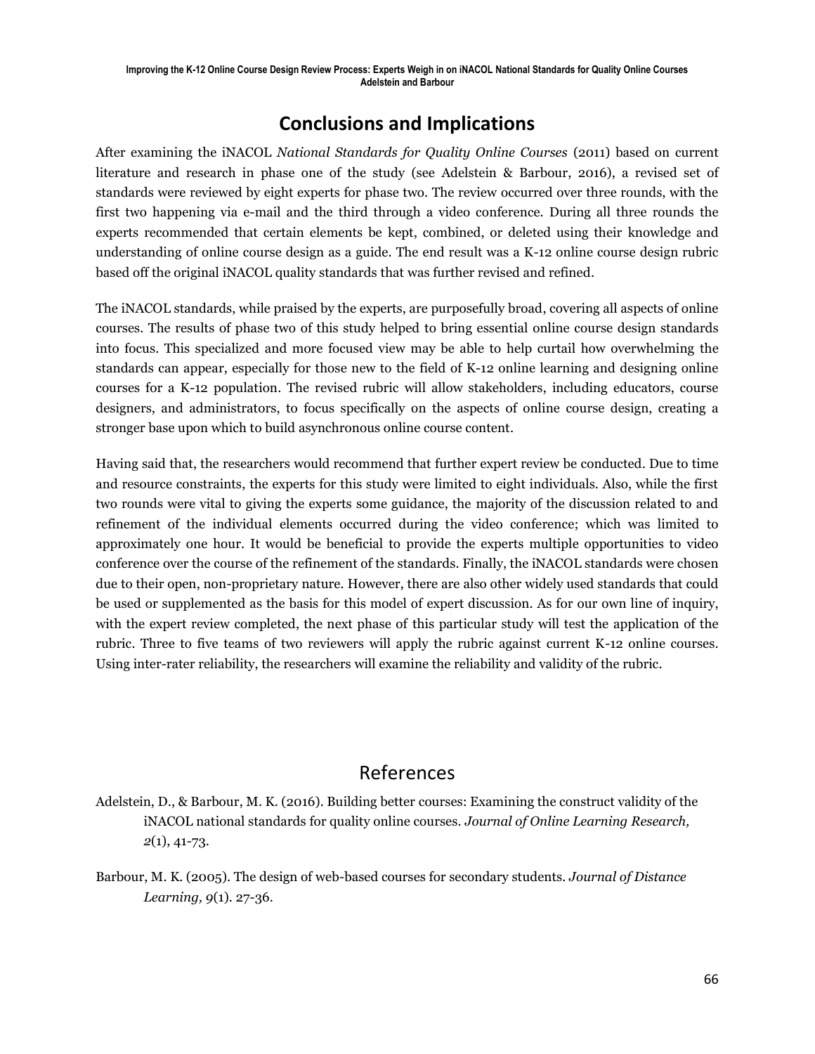## Conclusions and Implications

After examining the iNACOL *National Standards for Quality Online Courses* (2011) based on current literature and research in phase one of the study (see Adelstein & Barbour, 2016), a revised set of standards were reviewed by eight experts for phase two. The review occurred over three rounds, with the first two happening via e-mail and the third through a video conference. During all three rounds the experts recommended that certain elements be kept, combined, or deleted using their knowledge and understanding of online course design as a guide. The end result was a K-12 online course design rubric based off the original iNACOL quality standards that was further revised and refined.

The iNACOL standards, while praised by the experts, are purposefully broad, covering all aspects of online courses. The results of phase two of this study helped to bring essential online course design standards into focus. This specialized and more focused view may be able to help curtail how overwhelming the standards can appear, especially for those new to the field of K-12 online learning and designing online courses for a K-12 population. The revised rubric will allow stakeholders, including educators, course designers, and administrators, to focus specifically on the aspects of online course design, creating a stronger base upon which to build asynchronous online course content.

Having said that, the researchers would recommend that further expert review be conducted. Due to time and resource constraints, the experts for this study were limited to eight individuals. Also, while the first two rounds were vital to giving the experts some guidance, the majority of the discussion related to and refinement of the individual elements occurred during the video conference; which was limited to approximately one hour. It would be beneficial to provide the experts multiple opportunities to video conference over the course of the refinement of the standards. Finally, the iNACOL standards were chosen due to their open, non-proprietary nature. However, there are also other widely used standards that could be used or supplemented as the basis for this model of expert discussion. As for our own line of inquiry, with the expert review completed, the next phase of this particular study will test the application of the rubric. Three to five teams of two reviewers will apply the rubric against current K-12 online courses. Using inter-rater reliability, the researchers will examine the reliability and validity of the rubric.

## References

Adelstein, D., & Barbour, M. K. (2016). Building better courses: Examining the construct validity of the iNACOL national standards for quality online courses. *Journal of Online Learning Research, 2*(1), 41-73.

Barbour, M. K. (2005). The design of web-based courses for secondary students. *Journal of Distance Learning, 9*(1). 27-36.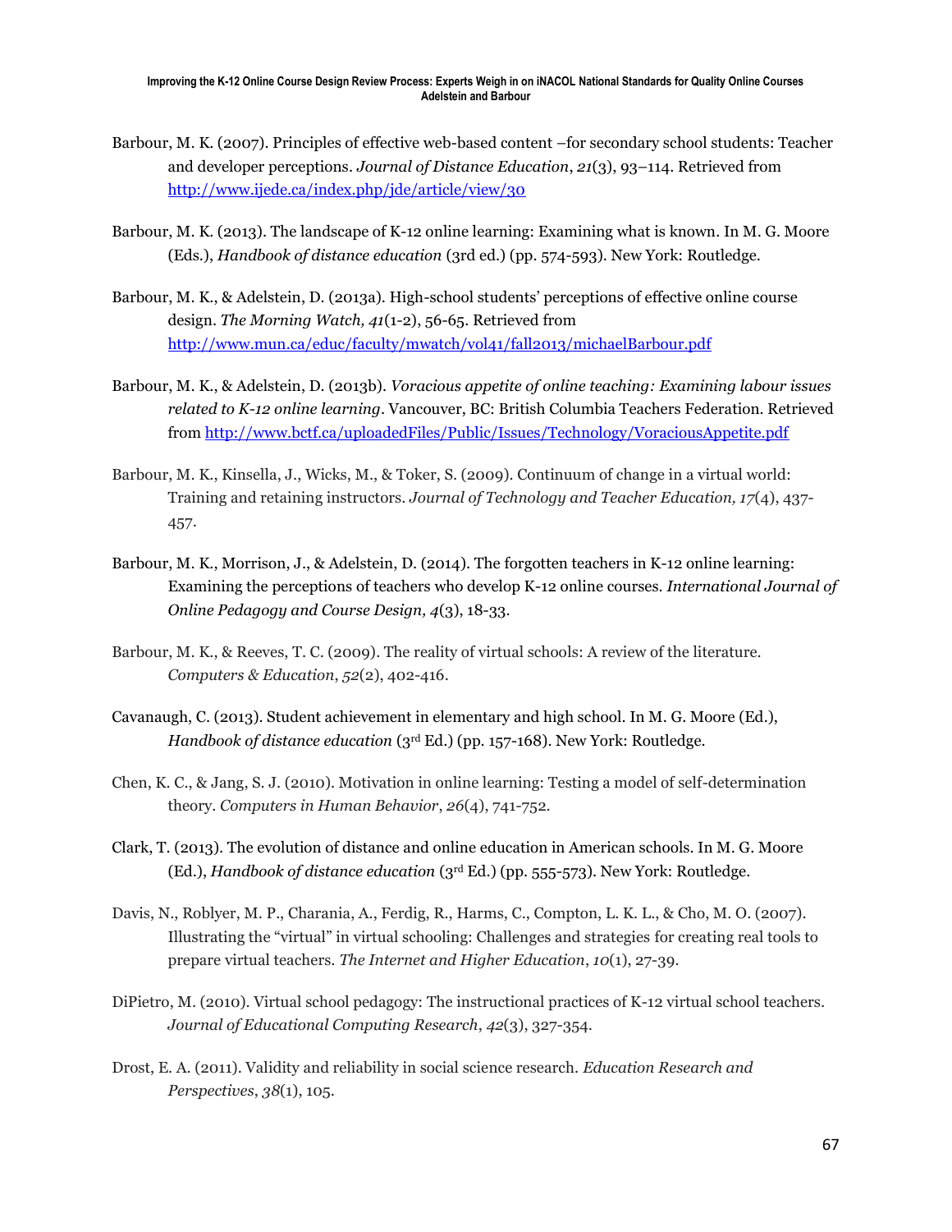Barbour, M. K. (2007). Principles of effective web-based content –for secondary school students: Teacher and developer perceptions. *Journal of Distance Education*, *21*(3), 93–114. Retrieved from http://www.ijede.ca/index.php/jde/article/view/30

Barbour, M. K. (2013). The landscape of K-12 online learning: Examining what is known. In M. G. Moore (Eds.), *Handbook of distance education* (3rd ed.) (pp. 574-593). New York: Routledge.

Barbour, M. K., & Adelstein, D. (2013a). High-school students' perceptions of effective online course design. *The Morning Watch, 41*(1-2), 56-65. Retrieved from http://www.mun.ca/educ/faculty/mwatch/vol41/fall2013/michaelBarbour.pdf

Barbour, M. K., & Adelstein, D. (2013b). *Voracious appetite of online teaching: Examining labour issues related to K-12 online learning*. Vancouver, BC: British Columbia Teachers Federation. Retrieved from http://www.bctf.ca/uploadedFiles/Public/Issues/Technology/VoraciousAppetite.pdf

Barbour, M. K., Kinsella, J., Wicks, M., & Toker, S. (2009). Continuum of change in a virtual world: Training and retaining instructors. *Journal of Technology and Teacher Education, 17*(4), 437-457.

Barbour, M. K., Morrison, J., & Adelstein, D. (2014). The forgotten teachers in K-12 online learning: Examining the perceptions of teachers who develop K-12 online courses. *International Journal of Online Pedagogy and Course Design, 4*(3), 18-33.

Barbour, M. K., & Reeves, T. C. (2009). The reality of virtual schools: A review of the literature. *Computers & Education*, *52*(2), 402-416.

Cavanaugh, C. (2013). Student achievement in elementary and high school. In M. G. Moore (Ed.), *Handbook of distance education* (3rd Ed.) (pp. 157-168). New York: Routledge.

Chen, K. C., & Jang, S. J. (2010). Motivation in online learning: Testing a model of self-determination theory. *Computers in Human Behavior*, *26*(4), 741-752.

Clark, T. (2013). The evolution of distance and online education in American schools. In M. G. Moore (Ed.), *Handbook of distance education* (3rd Ed.) (pp. 555-573). New York: Routledge.

Davis, N., Roblyer, M. P., Charania, A., Ferdig, R., Harms, C., Compton, L. K. L., & Cho, M. O. (2007). Illustrating the "virtual" in virtual schooling: Challenges and strategies for creating real tools to prepare virtual teachers. *The Internet and Higher Education*, *10*(1), 27-39.

DiPietro, M. (2010). Virtual school pedagogy: The instructional practices of K-12 virtual school teachers. *Journal of Educational Computing Research*, *42*(3), 327-354.

Drost, E. A. (2011). Validity and reliability in social science research. *Education Research and Perspectives*, *38*(1), 105.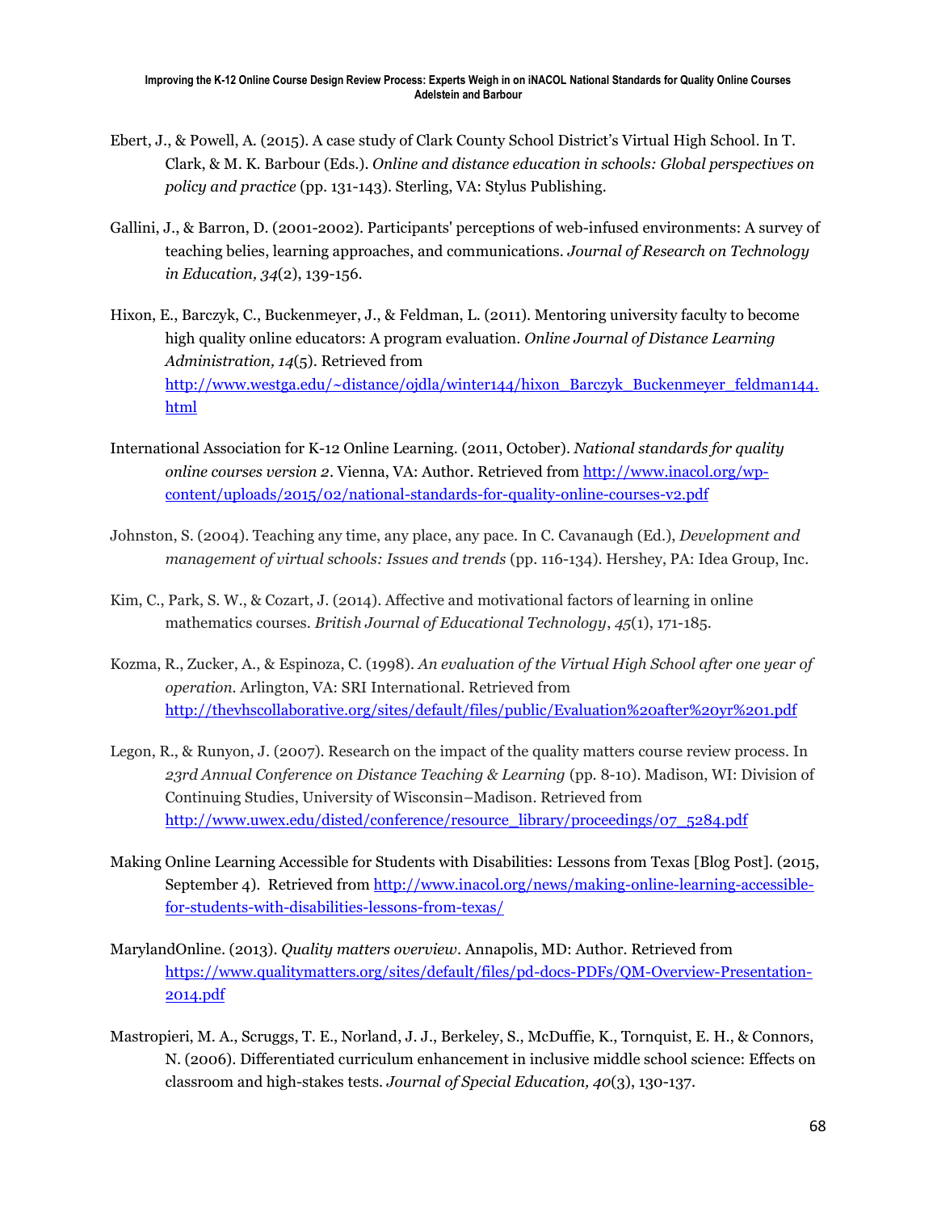Ebert, J., & Powell, A. (2015). A case study of Clark County School District's Virtual High School. In T. Clark, & M. K. Barbour (Eds.). *Online and distance education in schools: Global perspectives on policy and practice* (pp. 131-143). Sterling, VA: Stylus Publishing.

Gallini, J., & Barron, D. (2001-2002). Participants' perceptions of web-infused environments: A survey of teaching belies, learning approaches, and communications. *Journal of Research on Technology in Education, 34*(2), 139-156.

Hixon, E., Barczyk, C., Buckenmeyer, J., & Feldman, L. (2011). Mentoring university faculty to become high quality online educators: A program evaluation. *Online Journal of Distance Learning Administration, 14*(5). Retrieved from http://www.westga.edu/~distance/ojdla/winter144/hixon_Barczyk_Buckenmeyer_feldman144.html

International Association for K-12 Online Learning. (2011, October). *National standards for quality online courses version 2*. Vienna, VA: Author. Retrieved from http://www.inacol.org/wp-content/uploads/2015/02/national-standards-for-quality-online-courses-v2.pdf

Johnston, S. (2004). Teaching any time, any place, any pace. In C. Cavanaugh (Ed.), *Development and management of virtual schools: Issues and trends* (pp. 116-134). Hershey, PA: Idea Group, Inc.

Kim, C., Park, S. W., & Cozart, J. (2014). Affective and motivational factors of learning in online mathematics courses. *British Journal of Educational Technology*, *45*(1), 171-185.

Kozma, R., Zucker, A., & Espinoza, C. (1998). *An evaluation of the Virtual High School after one year of operation*. Arlington, VA: SRI International. Retrieved from http://thevhscollaborative.org/sites/default/files/public/Evaluation%20after%20yr%201.pdf

Legon, R., & Runyon, J. (2007). Research on the impact of the quality matters course review process. In *23rd Annual Conference on Distance Teaching & Learning* (pp. 8-10). Madison, WI: Division of Continuing Studies, University of Wisconsin–Madison. Retrieved from http://www.uwex.edu/disted/conference/resource_library/proceedings/07_5284.pdf

Making Online Learning Accessible for Students with Disabilities: Lessons from Texas [Blog Post]. (2015, September 4). Retrieved from http://www.inacol.org/news/making-online-learning-accessible-for-students-with-disabilities-lessons-from-texas/

MarylandOnline. (2013). *Quality matters overview*. Annapolis, MD: Author. Retrieved from https://www.qualitymatters.org/sites/default/files/pd-docs-PDFs/QM-Overview-Presentation-2014.pdf

Mastropieri, M. A., Scruggs, T. E., Norland, J. J., Berkeley, S., McDuffie, K., Tornquist, E. H., & Connors, N. (2006). Differentiated curriculum enhancement in inclusive middle school science: Effects on classroom and high-stakes tests. *Journal of Special Education, 40*(3), 130-137.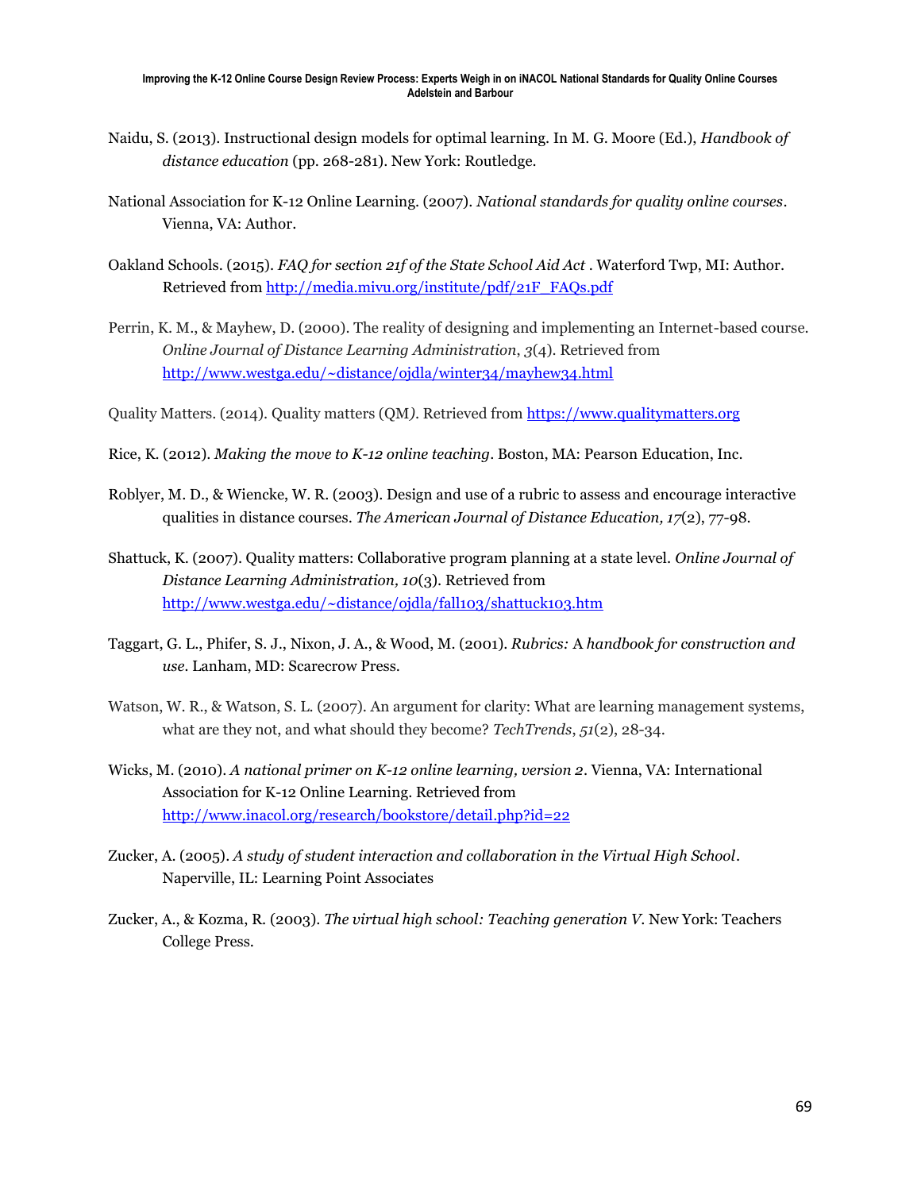Naidu, S. (2013). Instructional design models for optimal learning. In M. G. Moore (Ed.), *Handbook of distance education* (pp. 268-281). New York: Routledge.

National Association for K-12 Online Learning. (2007). *National standards for quality online courses*. Vienna, VA: Author.

Oakland Schools. (2015). *FAQ for section 21f of the State School Aid Act* . Waterford Twp, MI: Author. Retrieved from http://media.mivu.org/institute/pdf/21F_FAQs.pdf

Perrin, K. M., & Mayhew, D. (2000). The reality of designing and implementing an Internet-based course. *Online Journal of Distance Learning Administration*, *3*(4). Retrieved from http://www.westga.edu/~distance/ojdla/winter34/mayhew34.html

Quality Matters. (2014). Quality matters (QM*)*. Retrieved from https://www.qualitymatters.org

Rice, K. (2012). *Making the move to K-12 online teaching*. Boston, MA: Pearson Education, Inc.

Roblyer, M. D., & Wiencke, W. R. (2003). Design and use of a rubric to assess and encourage interactive qualities in distance courses. *The American Journal of Distance Education, 17*(2), 77-98.

Shattuck, K. (2007). Quality matters: Collaborative program planning at a state level. *Online Journal of Distance Learning Administration, 10*(3). Retrieved from http://www.westga.edu/~distance/ojdla/fall103/shattuck103.htm

Taggart, G. L., Phifer, S. J., Nixon, J. A., & Wood, M. (2001). *Rubrics:* A *handbook for construction and use*. Lanham, MD: Scarecrow Press.

Watson, W. R., & Watson, S. L. (2007). An argument for clarity: What are learning management systems, what are they not, and what should they become? *TechTrends*, *51*(2), 28-34.

Wicks, M. (2010). *A national primer on K-12 online learning, version 2*. Vienna, VA: International Association for K-12 Online Learning. Retrieved from http://www.inacol.org/research/bookstore/detail.php?id=22

Zucker, A. (2005). *A study of student interaction and collaboration in the Virtual High School*. Naperville, IL: Learning Point Associates

Zucker, A., & Kozma, R. (2003). *The virtual high school: Teaching generation V*. New York: Teachers College Press.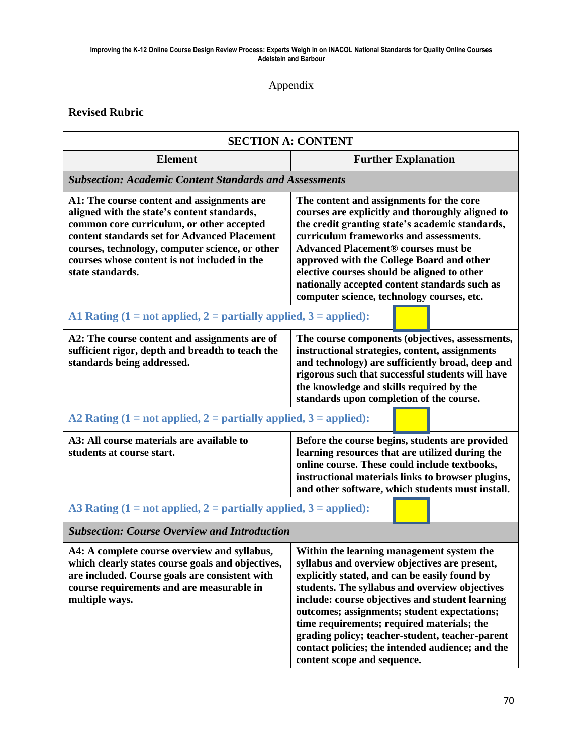# Appendix

## Revised Rubric

| SECTION A: CONTENT | |
|---|---|
| **Element** | **Further Explanation** |
| ***Subsection: Academic Content Standards and Assessments*** | |
| **A1: The course content and assignments are aligned with the state's content standards, common core curriculum, or other accepted content standards set for Advanced Placement courses, technology, computer science, or other courses whose content is not included in the state standards.** | **The content and assignments for the core courses are explicitly and thoroughly aligned to the credit granting state's academic standards, curriculum frameworks and assessments. Advanced Placement® courses must be approved with the College Board and other elective courses should be aligned to other nationally accepted content standards such as computer science, technology courses, etc.** |
| **A1 Rating (1 = not applied, 2 = partially applied, 3 = applied):** | |
| **A2: The course content and assignments are of sufficient rigor, depth and breadth to teach the standards being addressed.** | **The course components (objectives, assessments, instructional strategies, content, assignments and technology) are sufficiently broad, deep and rigorous such that successful students will have the knowledge and skills required by the standards upon completion of the course.** |
| **A2 Rating (1 = not applied, 2 = partially applied, 3 = applied):** | |
| **A3: All course materials are available to students at course start.** | **Before the course begins, students are provided learning resources that are utilized during the online course. These could include textbooks, instructional materials links to browser plugins, and other software, which students must install.** |
| **A3 Rating (1 = not applied, 2 = partially applied, 3 = applied):** | |
| ***Subsection: Course Overview and Introduction*** | |
| **A4: A complete course overview and syllabus, which clearly states course goals and objectives, are included. Course goals are consistent with course requirements and are measurable in multiple ways.** | **Within the learning management system the syllabus and overview objectives are present, explicitly stated, and can be easily found by students. The syllabus and overview objectives include: course objectives and student learning outcomes; assignments; student expectations; time requirements; required materials; the grading policy; teacher-student, teacher-parent contact policies; the intended audience; and the content scope and sequence.** |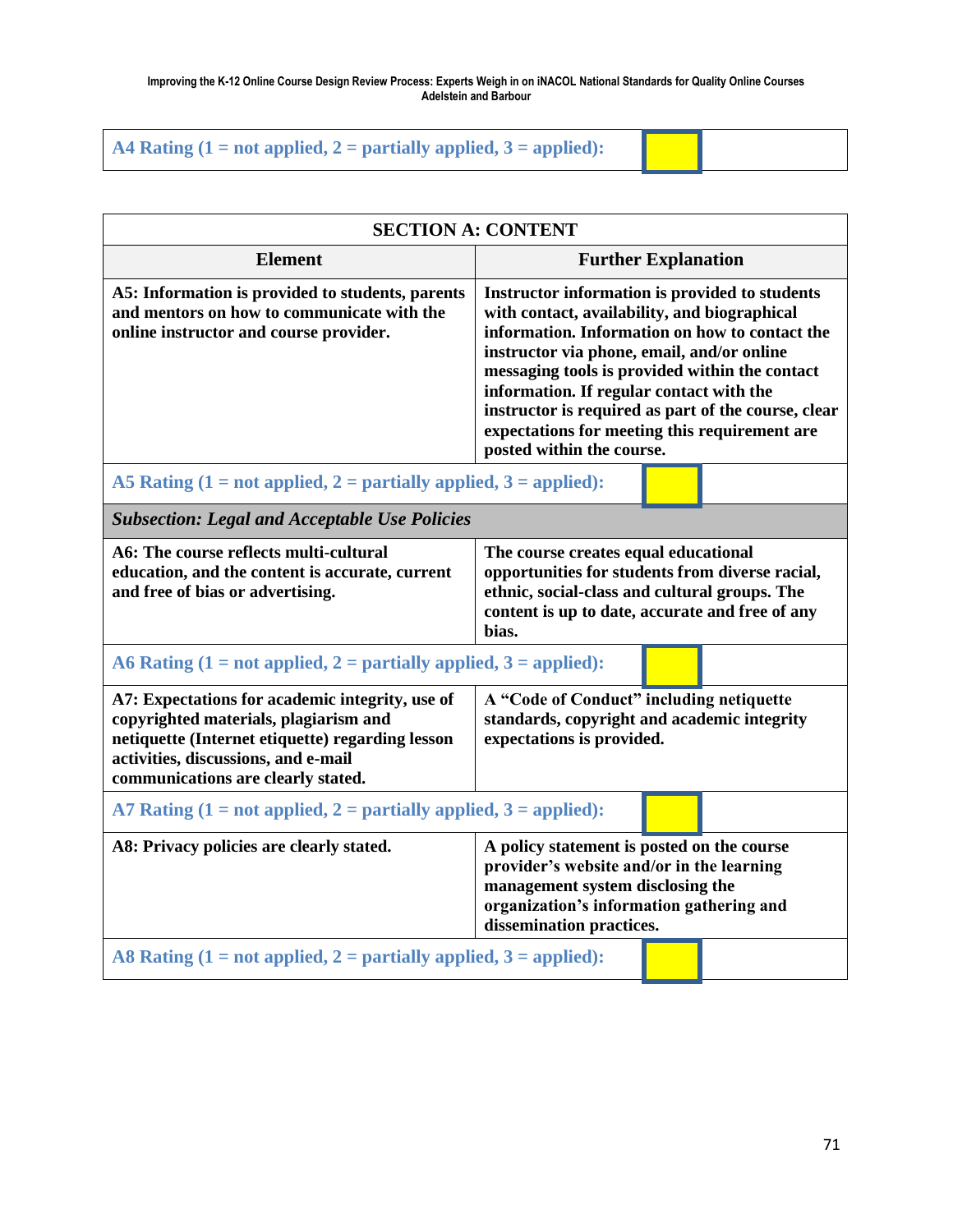| A4 Rating (1 = not applied, 2 = partially applied, 3 = applied): | |
|---|---|

| SECTION A: CONTENT | |
|---|---|
| **Element** | **Further Explanation** |
| **A5: Information is provided to students, parents and mentors on how to communicate with the online instructor and course provider.** | **Instructor information is provided to students with contact, availability, and biographical information. Information on how to contact the instructor via phone, email, and/or online messaging tools is provided within the contact information. If regular contact with the instructor is required as part of the course, clear expectations for meeting this requirement are posted within the course.** |
| A5 Rating (1 = not applied, 2 = partially applied, 3 = applied): | |
| ***Subsection: Legal and Acceptable Use Policies*** | |
| **A6: The course reflects multi-cultural education, and the content is accurate, current and free of bias or advertising.** | **The course creates equal educational opportunities for students from diverse racial, ethnic, social-class and cultural groups. The content is up to date, accurate and free of any bias.** |
| A6 Rating (1 = not applied, 2 = partially applied, 3 = applied): | |
| **A7: Expectations for academic integrity, use of copyrighted materials, plagiarism and netiquette (Internet etiquette) regarding lesson activities, discussions, and e-mail communications are clearly stated.** | **A "Code of Conduct" including netiquette standards, copyright and academic integrity expectations is provided.** |
| A7 Rating (1 = not applied, 2 = partially applied, 3 = applied): | |
| **A8: Privacy policies are clearly stated.** | **A policy statement is posted on the course provider's website and/or in the learning management system disclosing the organization's information gathering and dissemination practices.** |
| A8 Rating (1 = not applied, 2 = partially applied, 3 = applied): | |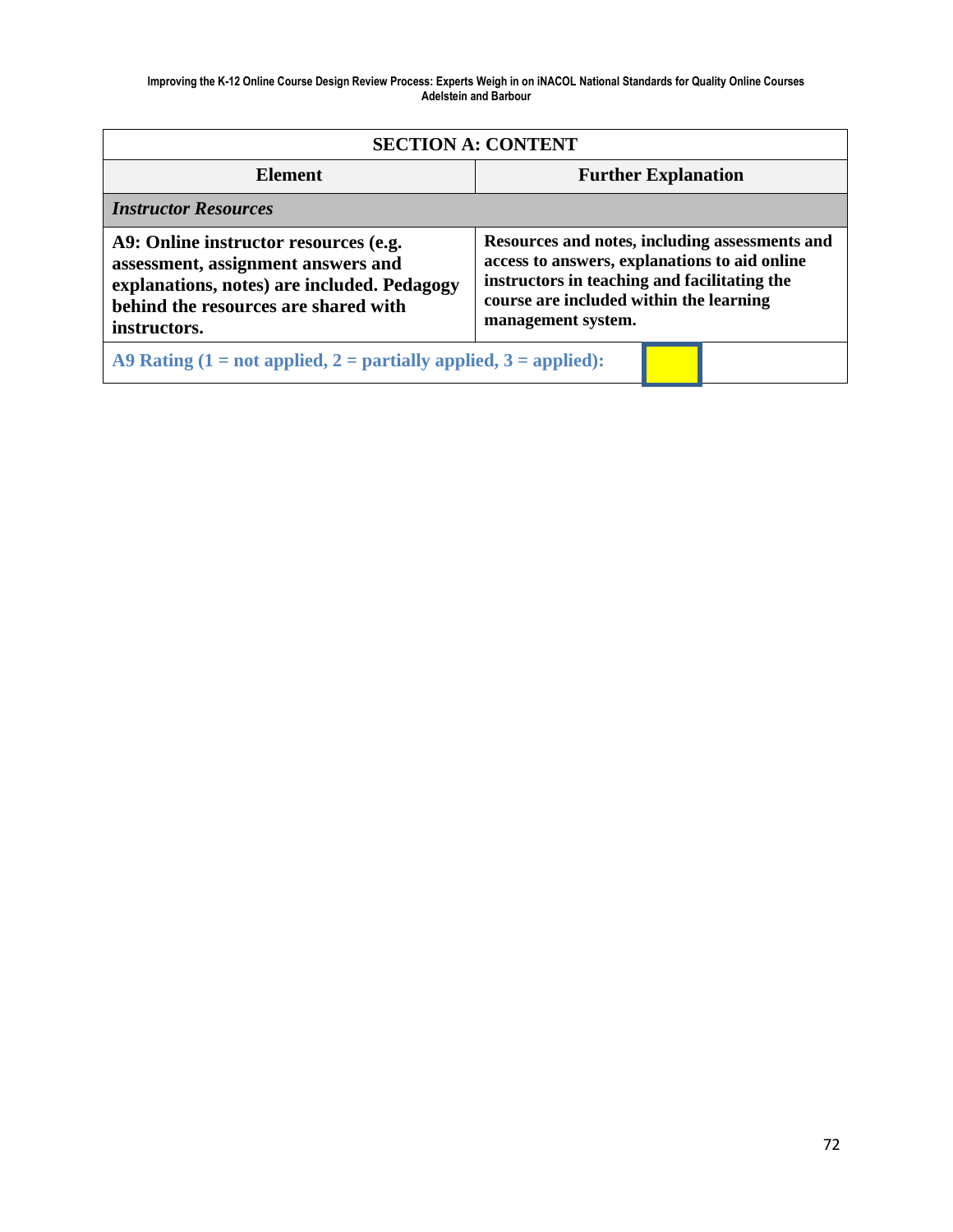| SECTION A: CONTENT | |
|---|---|
| **Element** | **Further Explanation** |
| ***Instructor Resources*** | |
| **A9: Online instructor resources (e.g. assessment, assignment answers and explanations, notes) are included. Pedagogy behind the resources are shared with instructors.** | **Resources and notes, including assessments and access to answers, explanations to aid online instructors in teaching and facilitating the course are included within the learning management system.** |
| **A9 Rating (1 = not applied, 2 = partially applied, 3 = applied):** | |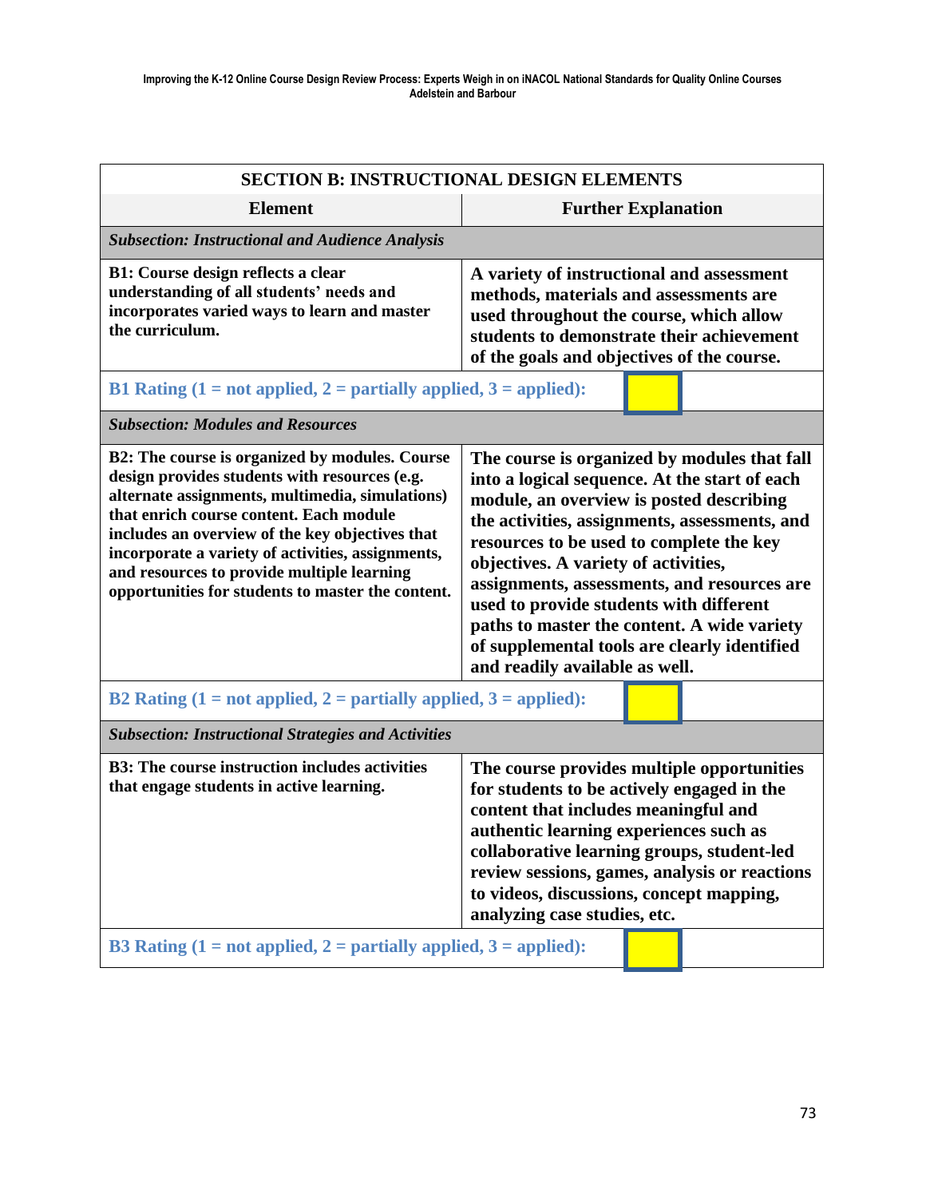| SECTION B: INSTRUCTIONAL DESIGN ELEMENTS | |
|---|---|
| **Element** | **Further Explanation** |
| ***Subsection: Instructional and Audience Analysis*** | |
| **B1: Course design reflects a clear understanding of all students' needs and incorporates varied ways to learn and master the curriculum.** | **A variety of instructional and assessment methods, materials and assessments are used throughout the course, which allow students to demonstrate their achievement of the goals and objectives of the course.** |
| **B1 Rating (1 = not applied, 2 = partially applied, 3 = applied):** | |
| ***Subsection: Modules and Resources*** | |
| **B2: The course is organized by modules. Course design provides students with resources (e.g. alternate assignments, multimedia, simulations) that enrich course content. Each module includes an overview of the key objectives that incorporate a variety of activities, assignments, and resources to provide multiple learning opportunities for students to master the content.** | **The course is organized by modules that fall into a logical sequence. At the start of each module, an overview is posted describing the activities, assignments, assessments, and resources to be used to complete the key objectives. A variety of activities, assignments, assessments, and resources are used to provide students with different paths to master the content. A wide variety of supplemental tools are clearly identified and readily available as well.** |
| **B2 Rating (1 = not applied, 2 = partially applied, 3 = applied):** | |
| ***Subsection: Instructional Strategies and Activities*** | |
| **B3: The course instruction includes activities that engage students in active learning.** | **The course provides multiple opportunities for students to be actively engaged in the content that includes meaningful and authentic learning experiences such as collaborative learning groups, student-led review sessions, games, analysis or reactions to videos, discussions, concept mapping, analyzing case studies, etc.** |
| **B3 Rating (1 = not applied, 2 = partially applied, 3 = applied):** | |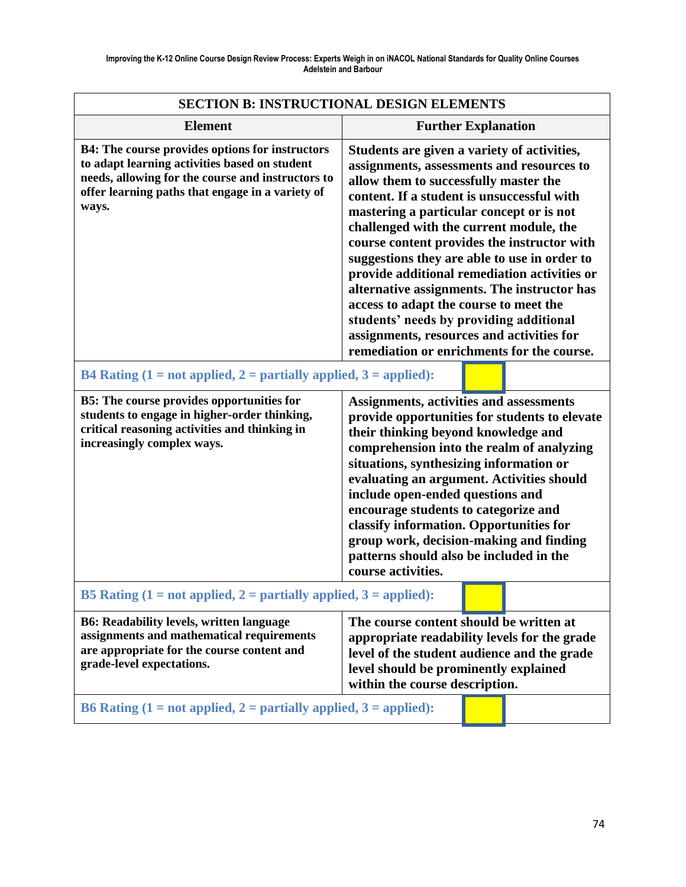| SECTION B: INSTRUCTIONAL DESIGN ELEMENTS | |
|---|---|
| **Element** | **Further Explanation** |
| **B4: The course provides options for instructors to adapt learning activities based on student needs, allowing for the course and instructors to offer learning paths that engage in a variety of ways.** | **Students are given a variety of activities, assignments, assessments and resources to allow them to successfully master the content. If a student is unsuccessful with mastering a particular concept or is not challenged with the current module, the course content provides the instructor with suggestions they are able to use in order to provide additional remediation activities or alternative assignments. The instructor has access to adapt the course to meet the students' needs by providing additional assignments, resources and activities for remediation or enrichments for the course.** |
| **B4 Rating (1 = not applied, 2 = partially applied, 3 = applied):** | |
| **B5: The course provides opportunities for students to engage in higher-order thinking, critical reasoning activities and thinking in increasingly complex ways.** | **Assignments, activities and assessments provide opportunities for students to elevate their thinking beyond knowledge and comprehension into the realm of analyzing situations, synthesizing information or evaluating an argument. Activities should include open-ended questions and encourage students to categorize and classify information. Opportunities for group work, decision-making and finding patterns should also be included in the course activities.** |
| **B5 Rating (1 = not applied, 2 = partially applied, 3 = applied):** | |
| **B6: Readability levels, written language assignments and mathematical requirements are appropriate for the course content and grade-level expectations.** | **The course content should be written at appropriate readability levels for the grade level of the student audience and the grade level should be prominently explained within the course description.** |
| **B6 Rating (1 = not applied, 2 = partially applied, 3 = applied):** | |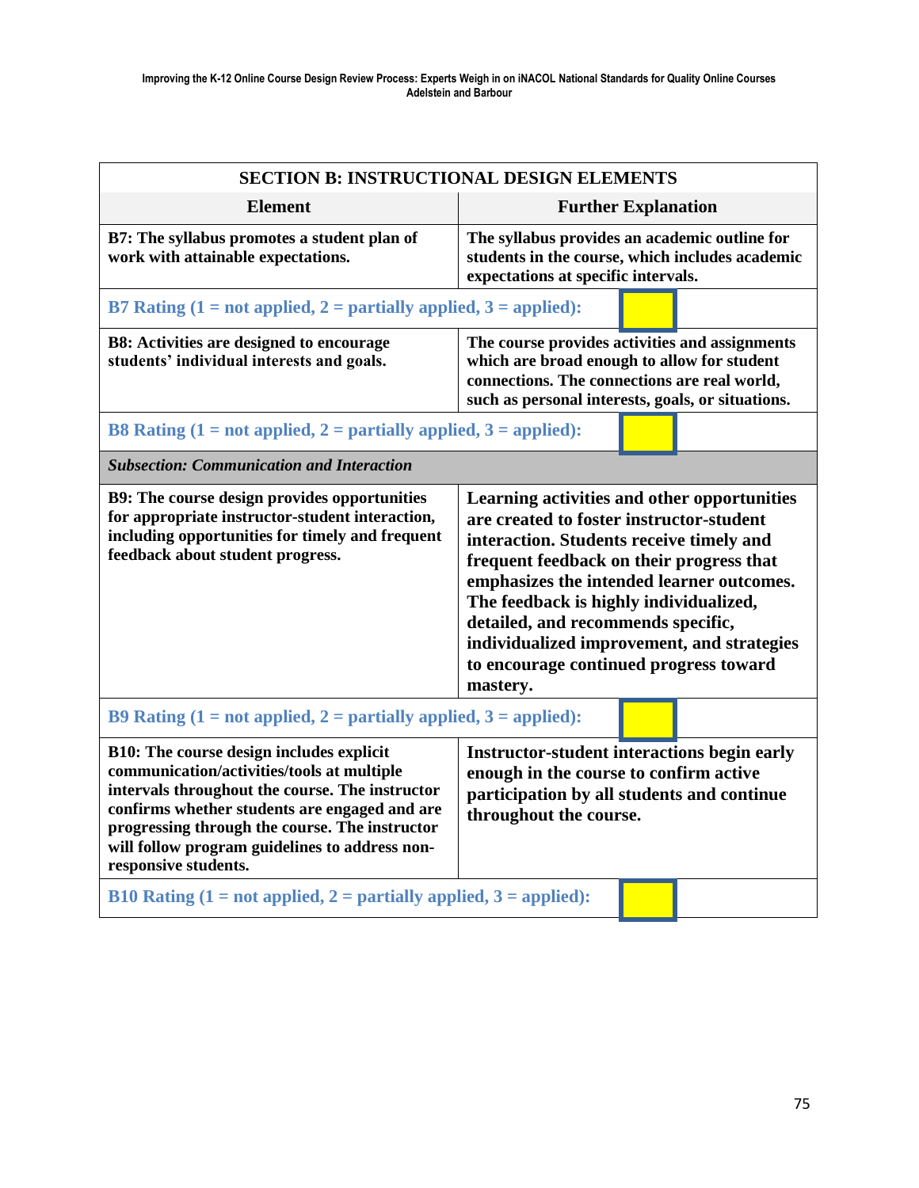| SECTION B: INSTRUCTIONAL DESIGN ELEMENTS | |
|---|---|
| **Element** | **Further Explanation** |
| **B7: The syllabus promotes a student plan of work with attainable expectations.** | **The syllabus provides an academic outline for students in the course, which includes academic expectations at specific intervals.** |
| **B7 Rating (1 = not applied, 2 = partially applied, 3 = applied):** | |
| **B8: Activities are designed to encourage students' individual interests and goals.** | **The course provides activities and assignments which are broad enough to allow for student connections. The connections are real world, such as personal interests, goals, or situations.** |
| **B8 Rating (1 = not applied, 2 = partially applied, 3 = applied):** | |
| ***Subsection: Communication and Interaction*** | |
| **B9: The course design provides opportunities for appropriate instructor-student interaction, including opportunities for timely and frequent feedback about student progress.** | **Learning activities and other opportunities are created to foster instructor-student interaction. Students receive timely and frequent feedback on their progress that emphasizes the intended learner outcomes. The feedback is highly individualized, detailed, and recommends specific, individualized improvement, and strategies to encourage continued progress toward mastery.** |
| **B9 Rating (1 = not applied, 2 = partially applied, 3 = applied):** | |
| **B10: The course design includes explicit communication/activities/tools at multiple intervals throughout the course. The instructor confirms whether students are engaged and are progressing through the course. The instructor will follow program guidelines to address non-responsive students.** | **Instructor-student interactions begin early enough in the course to confirm active participation by all students and continue throughout the course.** |
| **B10 Rating (1 = not applied, 2 = partially applied, 3 = applied):** | |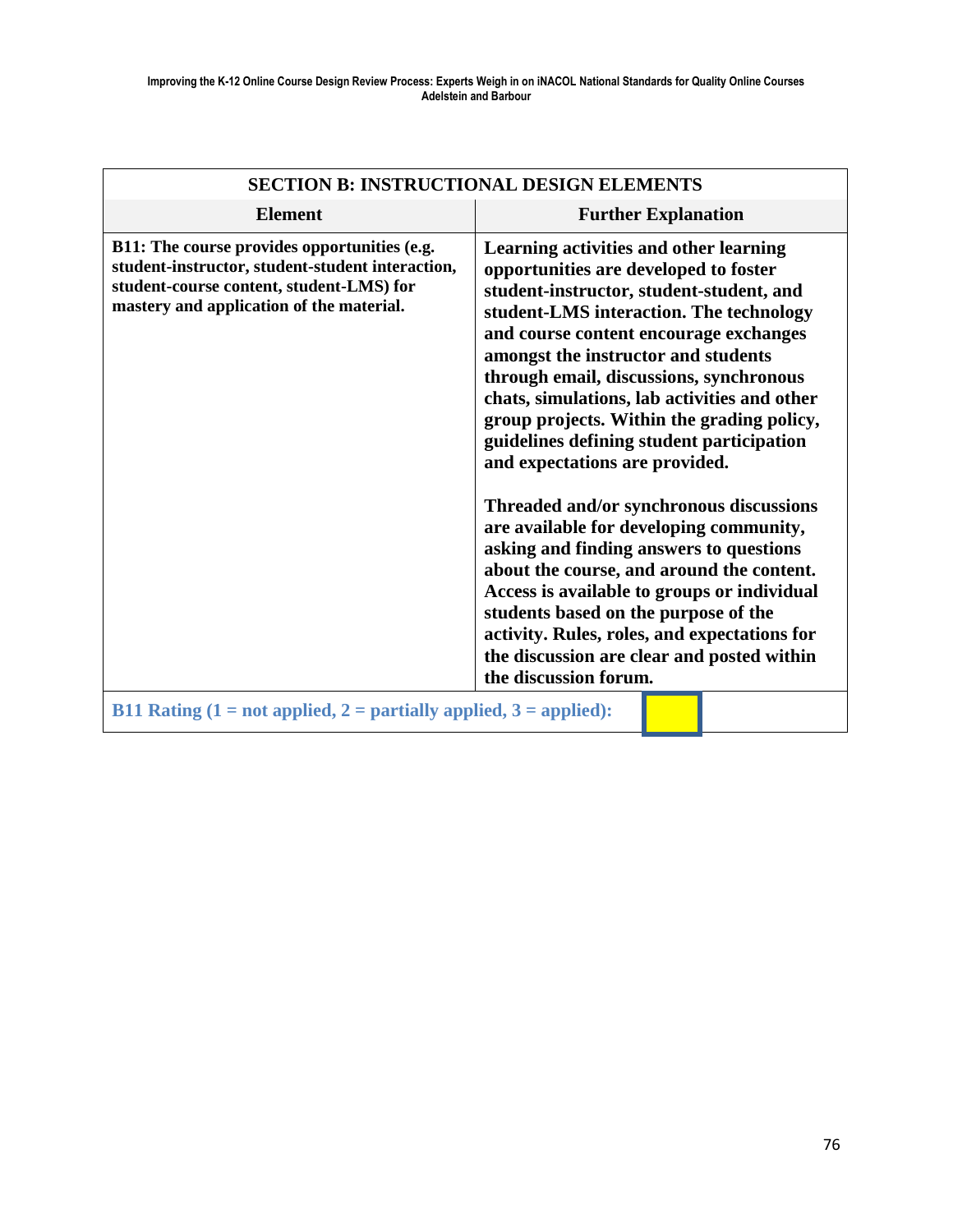| SECTION B: INSTRUCTIONAL DESIGN ELEMENTS | |
|---|---|
| **Element** | **Further Explanation** |
| **B11: The course provides opportunities (e.g. student-instructor, student-student interaction, student-course content, student-LMS) for mastery and application of the material.** | **Learning activities and other learning opportunities are developed to foster student-instructor, student-student, and student-LMS interaction. The technology and course content encourage exchanges amongst the instructor and students through email, discussions, synchronous chats, simulations, lab activities and other group projects. Within the grading policy, guidelines defining student participation and expectations are provided.**<br><br>**Threaded and/or synchronous discussions are available for developing community, asking and finding answers to questions about the course, and around the content. Access is available to groups or individual students based on the purpose of the activity. Rules, roles, and expectations for the discussion are clear and posted within the discussion forum.** |
| **B11 Rating (1 = not applied, 2 = partially applied, 3 = applied):** | |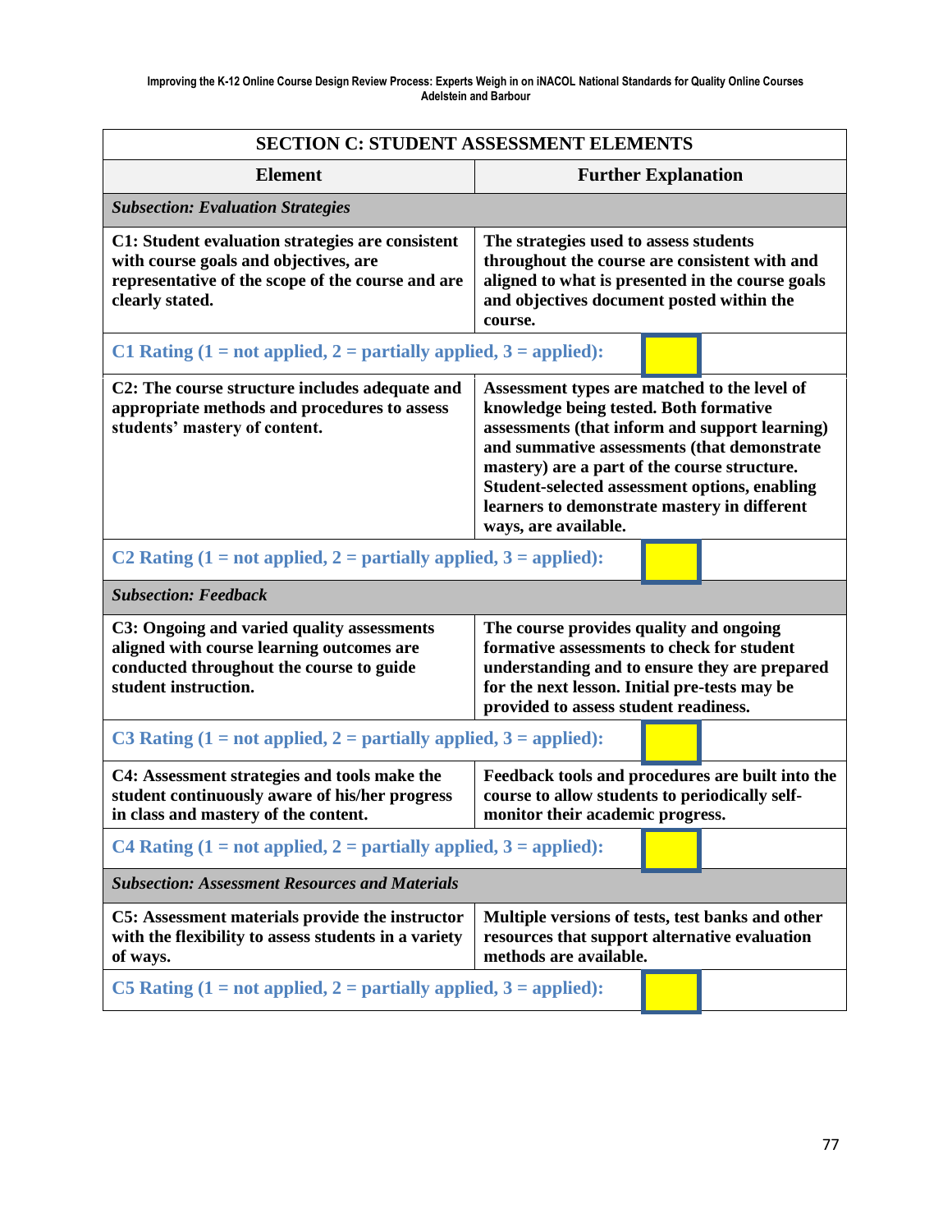| SECTION C: STUDENT ASSESSMENT ELEMENTS | |
|---|---|
| **Element** | **Further Explanation** |
| ***Subsection: Evaluation Strategies*** | |
| **C1: Student evaluation strategies are consistent with course goals and objectives, are representative of the scope of the course and are clearly stated.** | **The strategies used to assess students throughout the course are consistent with and aligned to what is presented in the course goals and objectives document posted within the course.** |
| **C1 Rating (1 = not applied, 2 = partially applied, 3 = applied):** | |
| **C2: The course structure includes adequate and appropriate methods and procedures to assess students' mastery of content.** | **Assessment types are matched to the level of knowledge being tested. Both formative assessments (that inform and support learning) and summative assessments (that demonstrate mastery) are a part of the course structure. Student-selected assessment options, enabling learners to demonstrate mastery in different ways, are available.** |
| **C2 Rating (1 = not applied, 2 = partially applied, 3 = applied):** | |
| ***Subsection: Feedback*** | |
| **C3: Ongoing and varied quality assessments aligned with course learning outcomes are conducted throughout the course to guide student instruction.** | **The course provides quality and ongoing formative assessments to check for student understanding and to ensure they are prepared for the next lesson. Initial pre-tests may be provided to assess student readiness.** |
| **C3 Rating (1 = not applied, 2 = partially applied, 3 = applied):** | |
| **C4: Assessment strategies and tools make the student continuously aware of his/her progress in class and mastery of the content.** | **Feedback tools and procedures are built into the course to allow students to periodically self-monitor their academic progress.** |
| **C4 Rating (1 = not applied, 2 = partially applied, 3 = applied):** | |
| ***Subsection: Assessment Resources and Materials*** | |
| **C5: Assessment materials provide the instructor with the flexibility to assess students in a variety of ways.** | **Multiple versions of tests, test banks and other resources that support alternative evaluation methods are available.** |
| **C5 Rating (1 = not applied, 2 = partially applied, 3 = applied):** | |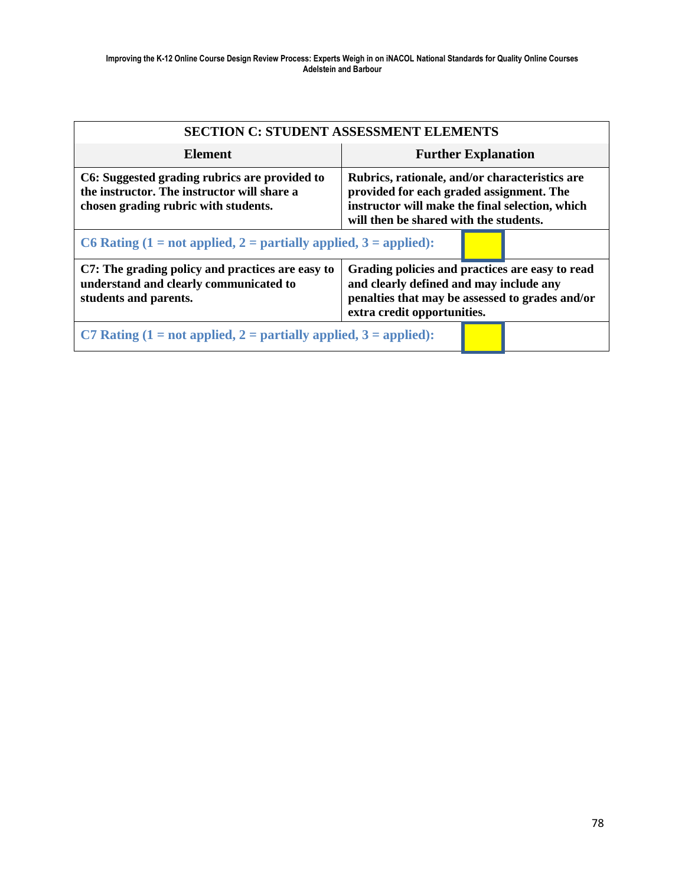| SECTION C: STUDENT ASSESSMENT ELEMENTS | |
|---|---|
| **Element** | **Further Explanation** |
| **C6: Suggested grading rubrics are provided to the instructor. The instructor will share a chosen grading rubric with students.** | **Rubrics, rationale, and/or characteristics are provided for each graded assignment. The instructor will make the final selection, which will then be shared with the students.** |
| **C6 Rating (1 = not applied, 2 = partially applied, 3 = applied):** | |
| **C7: The grading policy and practices are easy to understand and clearly communicated to students and parents.** | **Grading policies and practices are easy to read and clearly defined and may include any penalties that may be assessed to grades and/or extra credit opportunities.** |
| **C7 Rating (1 = not applied, 2 = partially applied, 3 = applied):** | |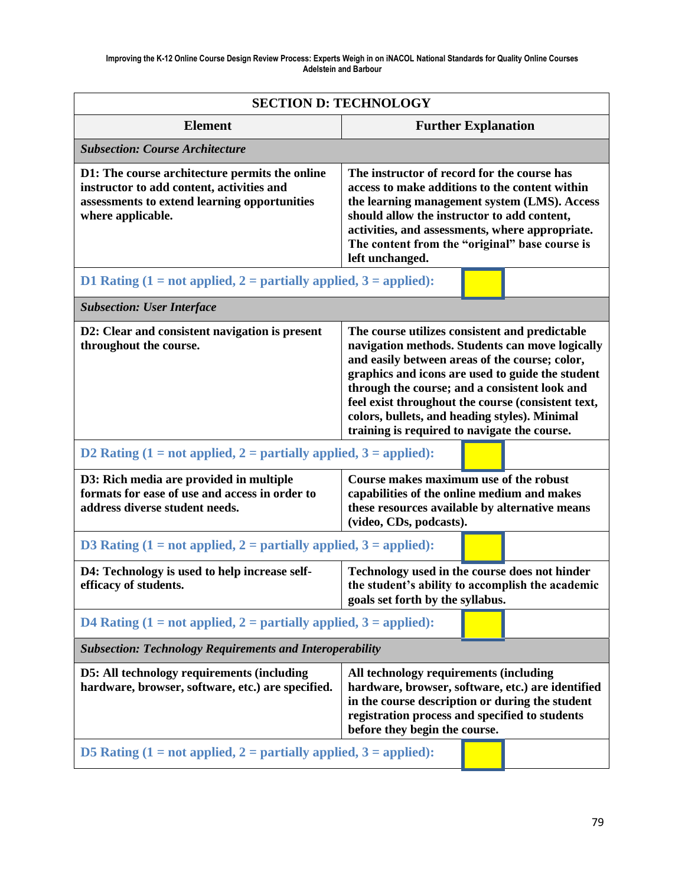| SECTION D: TECHNOLOGY | |
|---|---|
| **Element** | **Further Explanation** |
| ***Subsection: Course Architecture*** | |
| **D1: The course architecture permits the online instructor to add content, activities and assessments to extend learning opportunities where applicable.** | **The instructor of record for the course has access to make additions to the content within the learning management system (LMS). Access should allow the instructor to add content, activities, and assessments, where appropriate. The content from the "original" base course is left unchanged.** |
| **D1 Rating (1 = not applied, 2 = partially applied, 3 = applied):** | |
| ***Subsection: User Interface*** | |
| **D2: Clear and consistent navigation is present throughout the course.** | **The course utilizes consistent and predictable navigation methods. Students can move logically and easily between areas of the course; color, graphics and icons are used to guide the student through the course; and a consistent look and feel exist throughout the course (consistent text, colors, bullets, and heading styles). Minimal training is required to navigate the course.** |
| **D2 Rating (1 = not applied, 2 = partially applied, 3 = applied):** | |
| **D3: Rich media are provided in multiple formats for ease of use and access in order to address diverse student needs.** | **Course makes maximum use of the robust capabilities of the online medium and makes these resources available by alternative means (video, CDs, podcasts).** |
| **D3 Rating (1 = not applied, 2 = partially applied, 3 = applied):** | |
| **D4: Technology is used to help increase self-efficacy of students.** | **Technology used in the course does not hinder the student's ability to accomplish the academic goals set forth by the syllabus.** |
| **D4 Rating (1 = not applied, 2 = partially applied, 3 = applied):** | |
| ***Subsection: Technology Requirements and Interoperability*** | |
| **D5: All technology requirements (including hardware, browser, software, etc.) are specified.** | **All technology requirements (including hardware, browser, software, etc.) are identified in the course description or during the student registration process and specified to students before they begin the course.** |
| **D5 Rating (1 = not applied, 2 = partially applied, 3 = applied):** | |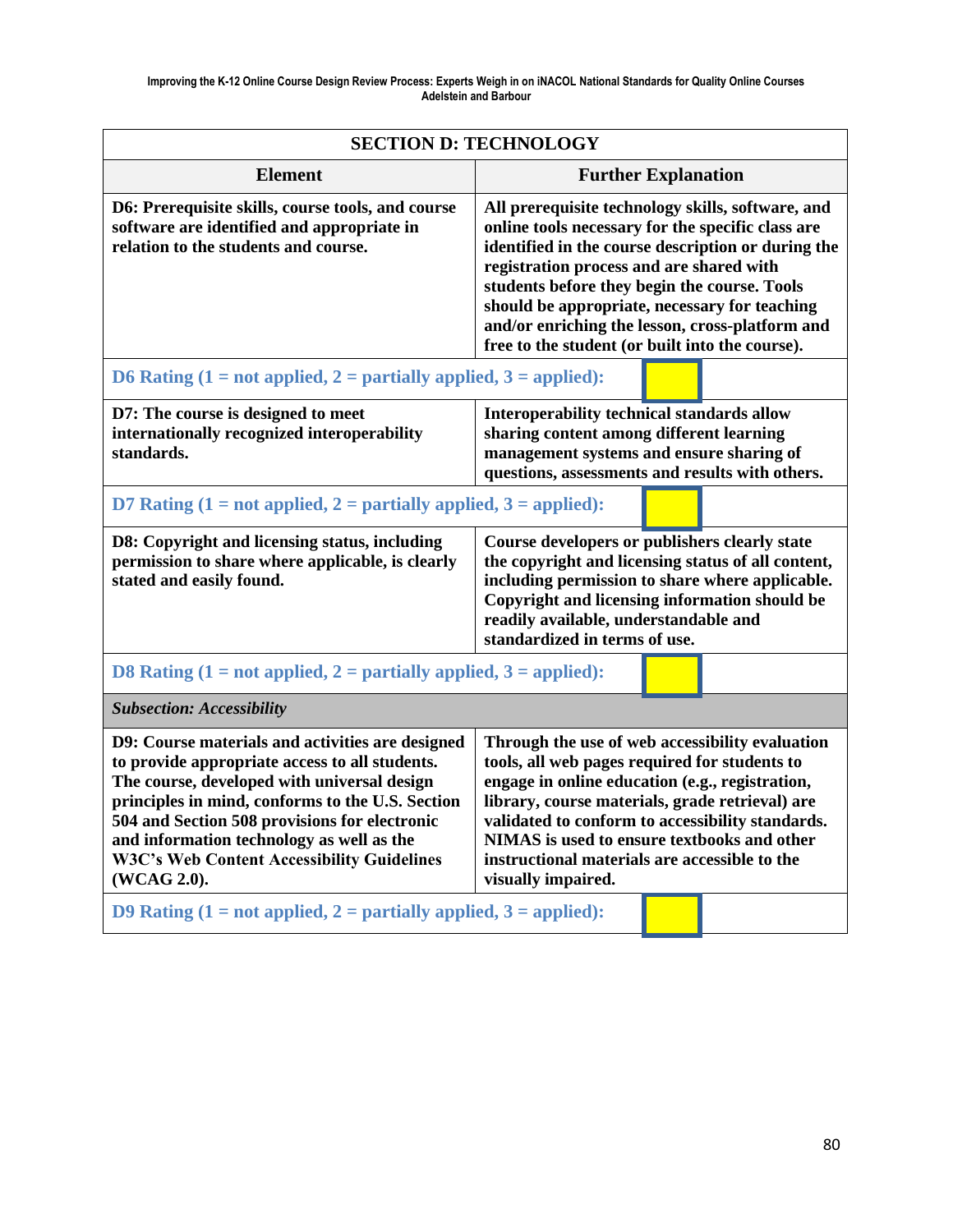| SECTION D: TECHNOLOGY | |
|---|---|
| **Element** | **Further Explanation** |
| **D6: Prerequisite skills, course tools, and course software are identified and appropriate in relation to the students and course.** | **All prerequisite technology skills, software, and online tools necessary for the specific class are identified in the course description or during the registration process and are shared with students before they begin the course. Tools should be appropriate, necessary for teaching and/or enriching the lesson, cross-platform and free to the student (or built into the course).** |
| **D6 Rating (1 = not applied, 2 = partially applied, 3 = applied):** | |
| **D7: The course is designed to meet internationally recognized interoperability standards.** | **Interoperability technical standards allow sharing content among different learning management systems and ensure sharing of questions, assessments and results with others.** |
| **D7 Rating (1 = not applied, 2 = partially applied, 3 = applied):** | |
| **D8: Copyright and licensing status, including permission to share where applicable, is clearly stated and easily found.** | **Course developers or publishers clearly state the copyright and licensing status of all content, including permission to share where applicable. Copyright and licensing information should be readily available, understandable and standardized in terms of use.** |
| **D8 Rating (1 = not applied, 2 = partially applied, 3 = applied):** | |
| ***Subsection: Accessibility*** | |
| **D9: Course materials and activities are designed to provide appropriate access to all students. The course, developed with universal design principles in mind, conforms to the U.S. Section 504 and Section 508 provisions for electronic and information technology as well as the W3C's Web Content Accessibility Guidelines (WCAG 2.0).** | **Through the use of web accessibility evaluation tools, all web pages required for students to engage in online education (e.g., registration, library, course materials, grade retrieval) are validated to conform to accessibility standards. NIMAS is used to ensure textbooks and other instructional materials are accessible to the visually impaired.** |
| **D9 Rating (1 = not applied, 2 = partially applied, 3 = applied):** | |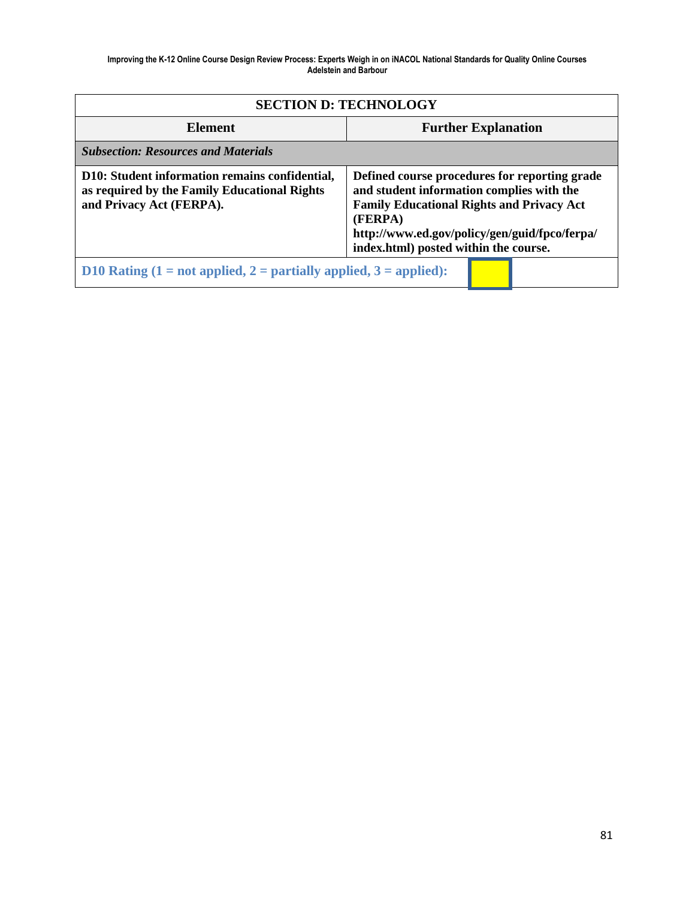| SECTION D: TECHNOLOGY | |
|---|---|
| **Element** | **Further Explanation** |
| ***Subsection: Resources and Materials*** | |
| **D10: Student information remains confidential, as required by the Family Educational Rights and Privacy Act (FERPA).** | **Defined course procedures for reporting grade and student information complies with the Family Educational Rights and Privacy Act (FERPA) http://www.ed.gov/policy/gen/guid/fpco/ferpa/index.html) posted within the course.** |
| **D10 Rating (1 = not applied, 2 = partially applied, 3 = applied):** | |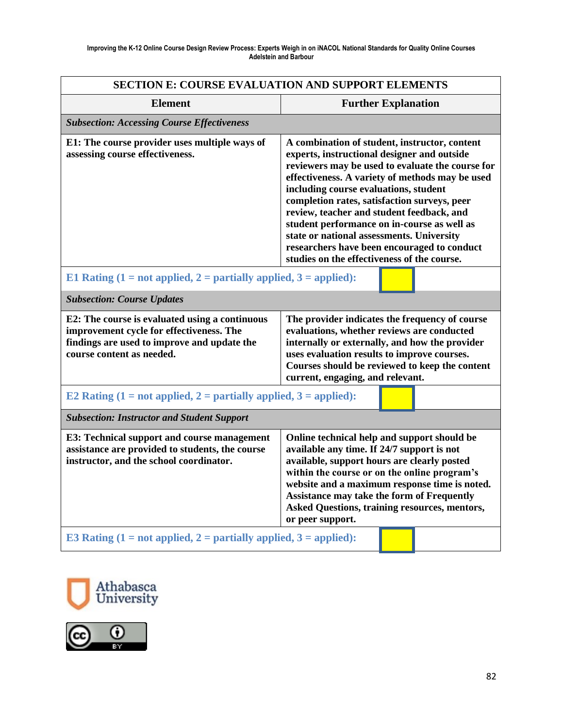| SECTION E: COURSE EVALUATION AND SUPPORT ELEMENTS | |
|---|---|
| **Element** | **Further Explanation** |
| ***Subsection: Accessing Course Effectiveness*** | |
| **E1: The course provider uses multiple ways of assessing course effectiveness.** | **A combination of student, instructor, content experts, instructional designer and outside reviewers may be used to evaluate the course for effectiveness. A variety of methods may be used including course evaluations, student completion rates, satisfaction surveys, peer review, teacher and student feedback, and student performance on in-course as well as state or national assessments. University researchers have been encouraged to conduct studies on the effectiveness of the course.** |
| **E1 Rating (1 = not applied, 2 = partially applied, 3 = applied):** | |
| ***Subsection: Course Updates*** | |
| **E2: The course is evaluated using a continuous improvement cycle for effectiveness. The findings are used to improve and update the course content as needed.** | **The provider indicates the frequency of course evaluations, whether reviews are conducted internally or externally, and how the provider uses evaluation results to improve courses. Courses should be reviewed to keep the content current, engaging, and relevant.** |
| **E2 Rating (1 = not applied, 2 = partially applied, 3 = applied):** | |
| ***Subsection: Instructor and Student Support*** | |
| **E3: Technical support and course management assistance are provided to students, the course instructor, and the school coordinator.** | **Online technical help and support should be available any time. If 24/7 support is not available, support hours are clearly posted within the course or on the online program's website and a maximum response time is noted. Assistance may take the form of Frequently Asked Questions, training resources, mentors, or peer support.** |
| **E3 Rating (1 = not applied, 2 = partially applied, 3 = applied):** | |